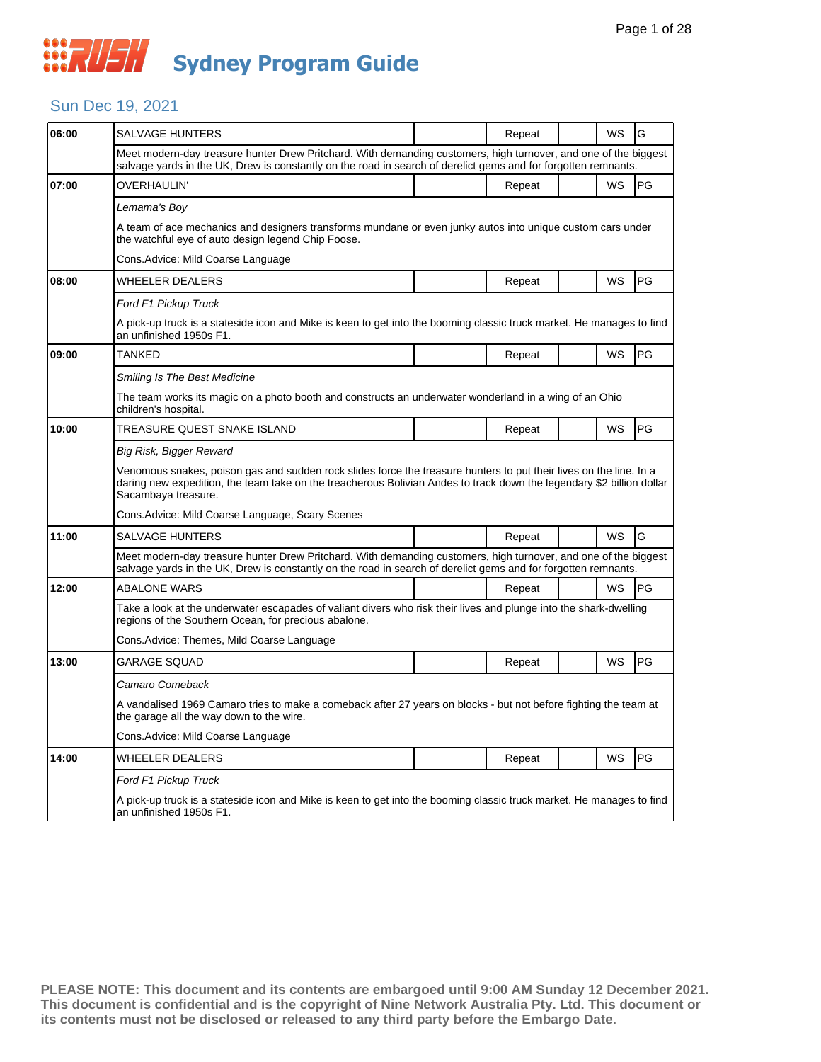# RUSH Sydney Program Guide

## Sun Dec 19, 2021

| Time | Program | | Status | | Format | Rating |
|---|---|---|---|---|---|---|
| 06:00 | SALVAGE HUNTERS | | Repeat | | WS | G |
| | Meet modern-day treasure hunter Drew Pritchard. With demanding customers, high turnover, and one of the biggest salvage yards in the UK, Drew is constantly on the road in search of derelict gems and for forgotten remnants. | | | | | |
| 07:00 | OVERHAULIN' | | Repeat | | WS | PG |
| | *Lemama's Boy* | | | | | |
| | A team of ace mechanics and designers transforms mundane or even junky autos into unique custom cars under the watchful eye of auto design legend Chip Foose. | | | | | |
| | Cons.Advice: Mild Coarse Language | | | | | |
| 08:00 | WHEELER DEALERS | | Repeat | | WS | PG |
| | *Ford F1 Pickup Truck* | | | | | |
| | A pick-up truck is a stateside icon and Mike is keen to get into the booming classic truck market. He manages to find an unfinished 1950s F1. | | | | | |
| 09:00 | TANKED | | Repeat | | WS | PG |
| | *Smiling Is The Best Medicine* | | | | | |
| | The team works its magic on a photo booth and constructs an underwater wonderland in a wing of an Ohio children's hospital. | | | | | |
| 10:00 | TREASURE QUEST SNAKE ISLAND | | Repeat | | WS | PG |
| | *Big Risk, Bigger Reward* | | | | | |
| | Venomous snakes, poison gas and sudden rock slides force the treasure hunters to put their lives on the line. In a daring new expedition, the team take on the treacherous Bolivian Andes to track down the legendary $2 billion dollar Sacambaya treasure. | | | | | |
| | Cons.Advice: Mild Coarse Language, Scary Scenes | | | | | |
| 11:00 | SALVAGE HUNTERS | | Repeat | | WS | G |
| | Meet modern-day treasure hunter Drew Pritchard. With demanding customers, high turnover, and one of the biggest salvage yards in the UK, Drew is constantly on the road in search of derelict gems and for forgotten remnants. | | | | | |
| 12:00 | ABALONE WARS | | Repeat | | WS | PG |
| | Take a look at the underwater escapades of valiant divers who risk their lives and plunge into the shark-dwelling regions of the Southern Ocean, for precious abalone. | | | | | |
| | Cons.Advice: Themes, Mild Coarse Language | | | | | |
| 13:00 | GARAGE SQUAD | | Repeat | | WS | PG |
| | *Camaro Comeback* | | | | | |
| | A vandalised 1969 Camaro tries to make a comeback after 27 years on blocks - but not before fighting the team at the garage all the way down to the wire. | | | | | |
| | Cons.Advice: Mild Coarse Language | | | | | |
| 14:00 | WHEELER DEALERS | | Repeat | | WS | PG |
| | *Ford F1 Pickup Truck* | | | | | |
| | A pick-up truck is a stateside icon and Mike is keen to get into the booming classic truck market. He manages to find an unfinished 1950s F1. | | | | | |

**PLEASE NOTE: This document and its contents are embargoed until 9:00 AM Sunday 12 December 2021. This document is confidential and is the copyright of Nine Network Australia Pty. Ltd. This document or its contents must not be disclosed or released to any third party before the Embargo Date.**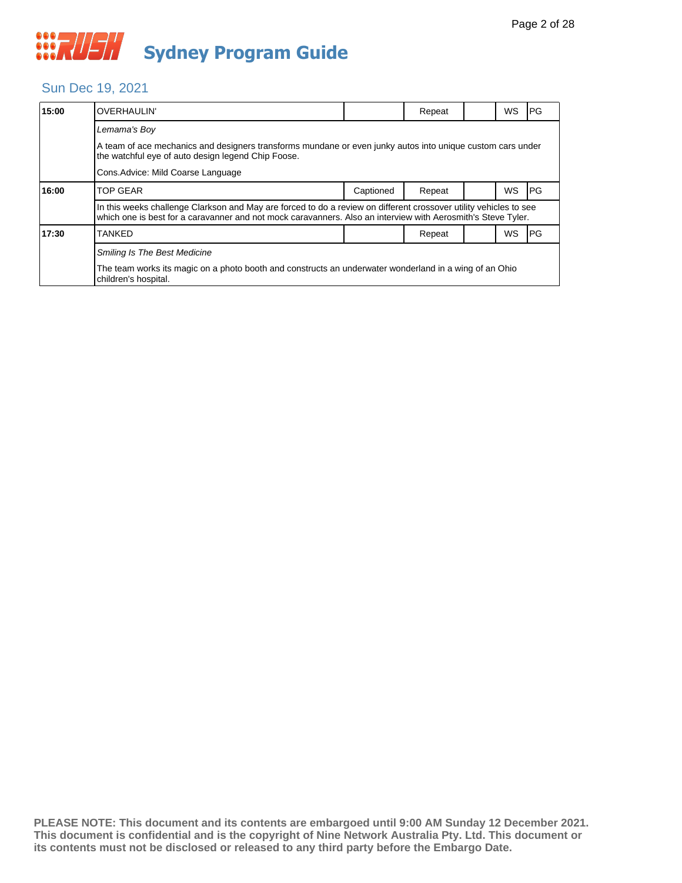# Sydney Program Guide

## Sun Dec 19, 2021

| 15:00 | OVERHAULIN' | | Repeat | | WS | PG |
|---|---|---|---|---|---|---|
| | *Lemama's Boy* | | | | | |
| | A team of ace mechanics and designers transforms mundane or even junky autos into unique custom cars under the watchful eye of auto design legend Chip Foose. | | | | | |
| | Cons.Advice: Mild Coarse Language | | | | | |
| **16:00** | TOP GEAR | Captioned | Repeat | | WS | PG |
| | In this weeks challenge Clarkson and May are forced to do a review on different crossover utility vehicles to see which one is best for a caravanner and not mock caravanners. Also an interview with Aerosmith's Steve Tyler. | | | | | |
| **17:30** | TANKED | | Repeat | | WS | PG |
| | *Smiling Is The Best Medicine* | | | | | |
| | The team works its magic on a photo booth and constructs an underwater wonderland in a wing of an Ohio children's hospital. | | | | | |

**PLEASE NOTE: This document and its contents are embargoed until 9:00 AM Sunday 12 December 2021. This document is confidential and is the copyright of Nine Network Australia Pty. Ltd. This document or its contents must not be disclosed or released to any third party before the Embargo Date.**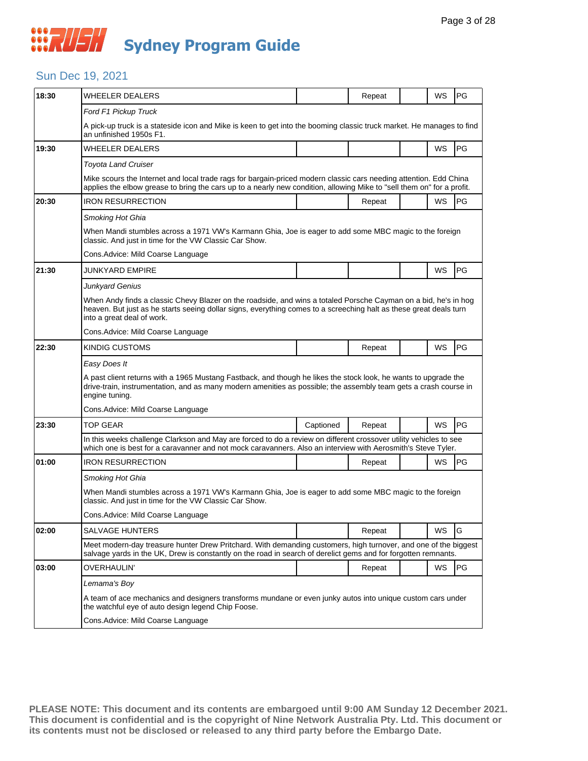# RUSH Sydney Program Guide

## Sun Dec 19, 2021

| Time | Program | Captioned | Repeat | | WS | Rating |
|---|---|---|---|---|---|---|
| 18:30 | WHEELER DEALERS | | Repeat | | WS | PG |
| | *Ford F1 Pickup Truck*<br><br>A pick-up truck is a stateside icon and Mike is keen to get into the booming classic truck market. He manages to find an unfinished 1950s F1. | | | | | |
| 19:30 | WHEELER DEALERS | | | | WS | PG |
| | *Toyota Land Cruiser*<br><br>Mike scours the Internet and local trade rags for bargain-priced modern classic cars needing attention. Edd China applies the elbow grease to bring the cars up to a nearly new condition, allowing Mike to "sell them on" for a profit. | | | | | |
| 20:30 | IRON RESURRECTION | | Repeat | | WS | PG |
| | *Smoking Hot Ghia*<br><br>When Mandi stumbles across a 1971 VW's Karmann Ghia, Joe is eager to add some MBC magic to the foreign classic. And just in time for the VW Classic Car Show.<br><br>Cons.Advice: Mild Coarse Language | | | | | |
| 21:30 | JUNKYARD EMPIRE | | | | WS | PG |
| | *Junkyard Genius*<br><br>When Andy finds a classic Chevy Blazer on the roadside, and wins a totaled Porsche Cayman on a bid, he's in hog heaven. But just as he starts seeing dollar signs, everything comes to a screeching halt as these great deals turn into a great deal of work.<br><br>Cons.Advice: Mild Coarse Language | | | | | |
| 22:30 | KINDIG CUSTOMS | | Repeat | | WS | PG |
| | *Easy Does It*<br><br>A past client returns with a 1965 Mustang Fastback, and though he likes the stock look, he wants to upgrade the drive-train, instrumentation, and as many modern amenities as possible; the assembly team gets a crash course in engine tuning.<br><br>Cons.Advice: Mild Coarse Language | | | | | |
| 23:30 | TOP GEAR | Captioned | Repeat | | WS | PG |
| | In this weeks challenge Clarkson and May are forced to do a review on different crossover utility vehicles to see which one is best for a caravanner and not mock caravanners. Also an interview with Aerosmith's Steve Tyler. | | | | | |
| 01:00 | IRON RESURRECTION | | Repeat | | WS | PG |
| | *Smoking Hot Ghia*<br><br>When Mandi stumbles across a 1971 VW's Karmann Ghia, Joe is eager to add some MBC magic to the foreign classic. And just in time for the VW Classic Car Show.<br><br>Cons.Advice: Mild Coarse Language | | | | | |
| 02:00 | SALVAGE HUNTERS | | Repeat | | WS | G |
| | Meet modern-day treasure hunter Drew Pritchard. With demanding customers, high turnover, and one of the biggest salvage yards in the UK, Drew is constantly on the road in search of derelict gems and for forgotten remnants. | | | | | |
| 03:00 | OVERHAULIN' | | Repeat | | WS | PG |
| | *Lemama's Boy*<br><br>A team of ace mechanics and designers transforms mundane or even junky autos into unique custom cars under the watchful eye of auto design legend Chip Foose.<br><br>Cons.Advice: Mild Coarse Language | | | | | |

**PLEASE NOTE: This document and its contents are embargoed until 9:00 AM Sunday 12 December 2021. This document is confidential and is the copyright of Nine Network Australia Pty. Ltd. This document or its contents must not be disclosed or released to any third party before the Embargo Date.**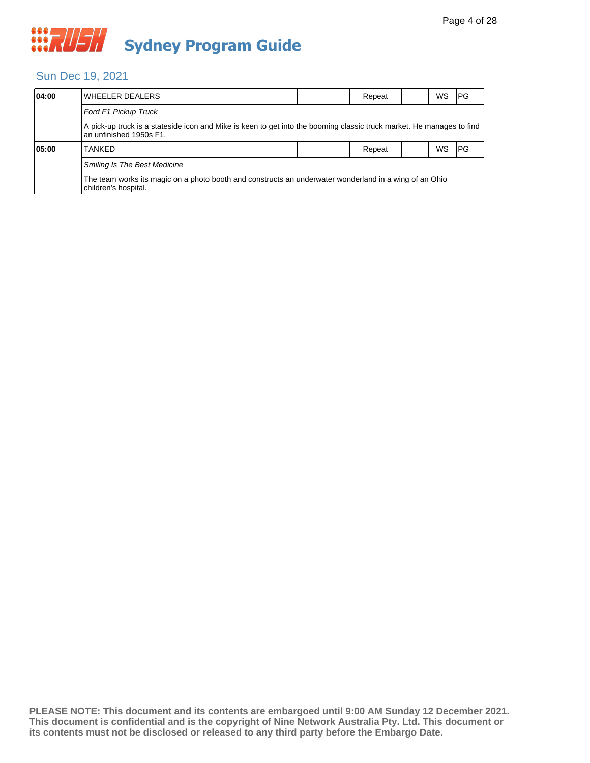# Sydney Program Guide

## Sun Dec 19, 2021

| | | | | | | |
|---|---|---|---|---|---|---|
| **04:00** | WHEELER DEALERS | | Repeat | | WS | PG |
| | *Ford F1 Pickup Truck* | | | | | |
| | A pick-up truck is a stateside icon and Mike is keen to get into the booming classic truck market. He manages to find an unfinished 1950s F1. | | | | | |
| **05:00** | TANKED | | Repeat | | WS | PG |
| | *Smiling Is The Best Medicine* | | | | | |
| | The team works its magic on a photo booth and constructs an underwater wonderland in a wing of an Ohio children's hospital. | | | | | |

**PLEASE NOTE: This document and its contents are embargoed until 9:00 AM Sunday 12 December 2021. This document is confidential and is the copyright of Nine Network Australia Pty. Ltd. This document or its contents must not be disclosed or released to any third party before the Embargo Date.**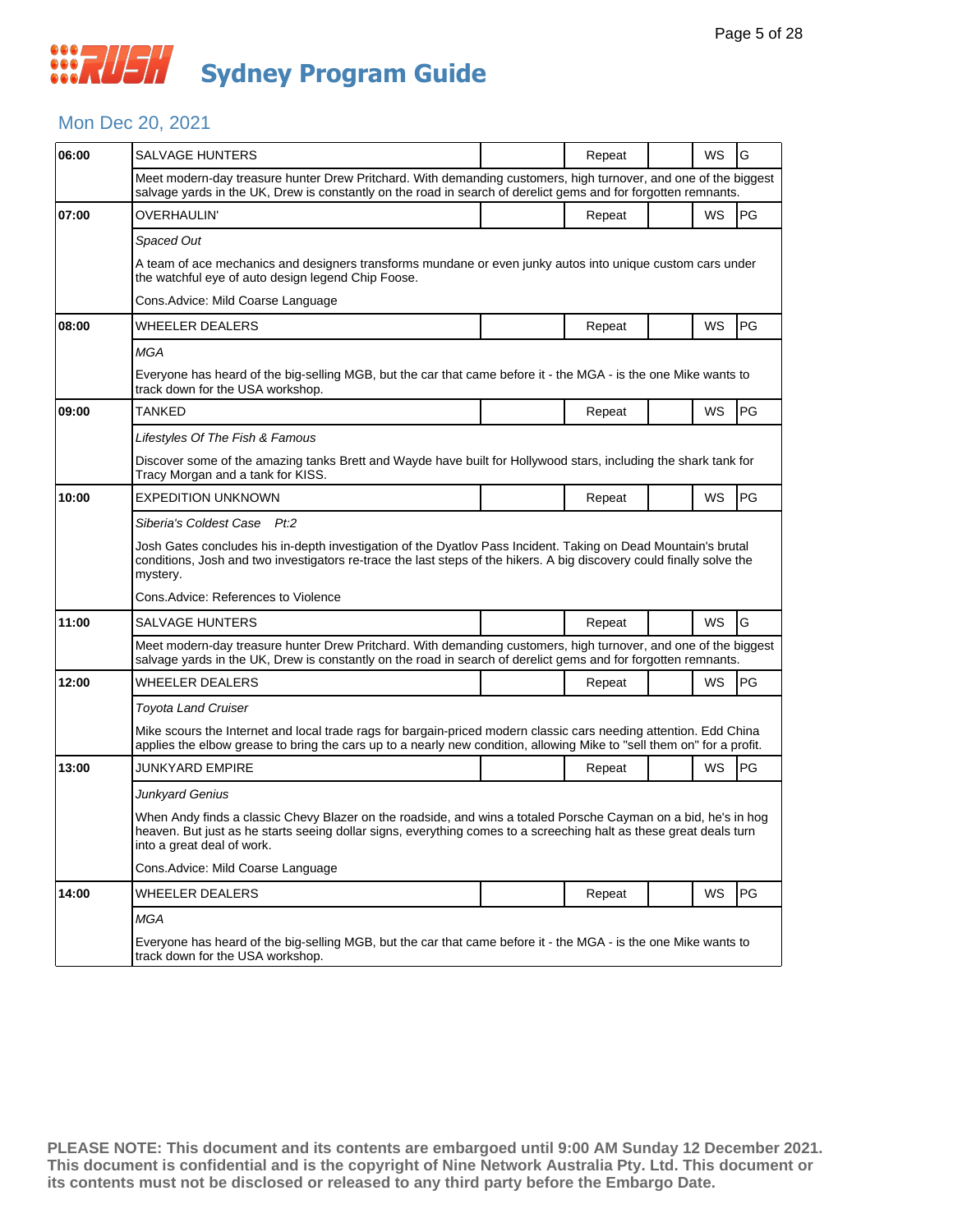# Sydney Program Guide

## Mon Dec 20, 2021

| Time | Program | | Status | | Format | Rating |
|---|---|---|---|---|---|---|
| 06:00 | SALVAGE HUNTERS | | Repeat | | WS | G |
| | Meet modern-day treasure hunter Drew Pritchard. With demanding customers, high turnover, and one of the biggest salvage yards in the UK, Drew is constantly on the road in search of derelict gems and for forgotten remnants. | | | | | |
| 07:00 | OVERHAULIN' | | Repeat | | WS | PG |
| | *Spaced Out*<br><br>A team of ace mechanics and designers transforms mundane or even junky autos into unique custom cars under the watchful eye of auto design legend Chip Foose.<br><br>Cons.Advice: Mild Coarse Language | | | | | |
| 08:00 | WHEELER DEALERS | | Repeat | | WS | PG |
| | *MGA*<br><br>Everyone has heard of the big-selling MGB, but the car that came before it - the MGA - is the one Mike wants to track down for the USA workshop. | | | | | |
| 09:00 | TANKED | | Repeat | | WS | PG |
| | *Lifestyles Of The Fish & Famous*<br><br>Discover some of the amazing tanks Brett and Wayde have built for Hollywood stars, including the shark tank for Tracy Morgan and a tank for KISS. | | | | | |
| 10:00 | EXPEDITION UNKNOWN | | Repeat | | WS | PG |
| | *Siberia's Coldest Case Pt:2*<br><br>Josh Gates concludes his in-depth investigation of the Dyatlov Pass Incident. Taking on Dead Mountain's brutal conditions, Josh and two investigators re-trace the last steps of the hikers. A big discovery could finally solve the mystery.<br><br>Cons.Advice: References to Violence | | | | | |
| 11:00 | SALVAGE HUNTERS | | Repeat | | WS | G |
| | Meet modern-day treasure hunter Drew Pritchard. With demanding customers, high turnover, and one of the biggest salvage yards in the UK, Drew is constantly on the road in search of derelict gems and for forgotten remnants. | | | | | |
| 12:00 | WHEELER DEALERS | | Repeat | | WS | PG |
| | *Toyota Land Cruiser*<br><br>Mike scours the Internet and local trade rags for bargain-priced modern classic cars needing attention. Edd China applies the elbow grease to bring the cars up to a nearly new condition, allowing Mike to "sell them on" for a profit. | | | | | |
| 13:00 | JUNKYARD EMPIRE | | Repeat | | WS | PG |
| | *Junkyard Genius*<br><br>When Andy finds a classic Chevy Blazer on the roadside, and wins a totaled Porsche Cayman on a bid, he's in hog heaven. But just as he starts seeing dollar signs, everything comes to a screeching halt as these great deals turn into a great deal of work.<br><br>Cons.Advice: Mild Coarse Language | | | | | |
| 14:00 | WHEELER DEALERS | | Repeat | | WS | PG |
| | *MGA*<br><br>Everyone has heard of the big-selling MGB, but the car that came before it - the MGA - is the one Mike wants to track down for the USA workshop. | | | | | |

**PLEASE NOTE: This document and its contents are embargoed until 9:00 AM Sunday 12 December 2021. This document is confidential and is the copyright of Nine Network Australia Pty. Ltd. This document or its contents must not be disclosed or released to any third party before the Embargo Date.**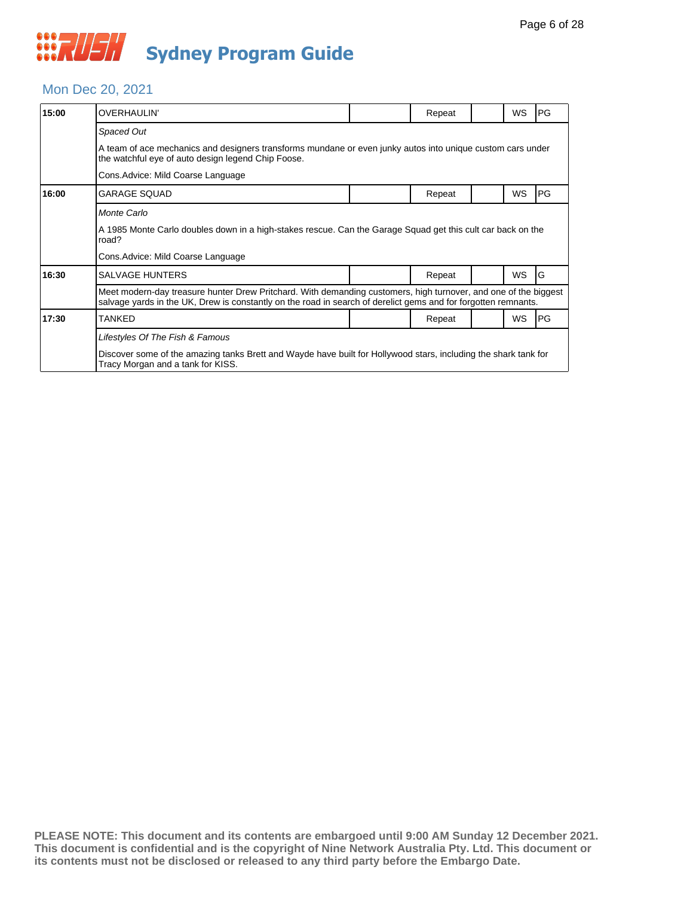# Sydney Program Guide

## Mon Dec 20, 2021

| Time | Program | | Status | | Format | Rating |
|---|---|---|---|---|---|---|
| 15:00 | OVERHAULIN' | | Repeat | | WS | PG |
| | *Spaced Out* | | | | | |
| | A team of ace mechanics and designers transforms mundane or even junky autos into unique custom cars under the watchful eye of auto design legend Chip Foose. | | | | | |
| | Cons.Advice: Mild Coarse Language | | | | | |
| 16:00 | GARAGE SQUAD | | Repeat | | WS | PG |
| | *Monte Carlo* | | | | | |
| | A 1985 Monte Carlo doubles down in a high-stakes rescue. Can the Garage Squad get this cult car back on the road? | | | | | |
| | Cons.Advice: Mild Coarse Language | | | | | |
| 16:30 | SALVAGE HUNTERS | | Repeat | | WS | G |
| | Meet modern-day treasure hunter Drew Pritchard. With demanding customers, high turnover, and one of the biggest salvage yards in the UK, Drew is constantly on the road in search of derelict gems and for forgotten remnants. | | | | | |
| 17:30 | TANKED | | Repeat | | WS | PG |
| | *Lifestyles Of The Fish & Famous* | | | | | |
| | Discover some of the amazing tanks Brett and Wayde have built for Hollywood stars, including the shark tank for Tracy Morgan and a tank for KISS. | | | | | |

**PLEASE NOTE: This document and its contents are embargoed until 9:00 AM Sunday 12 December 2021. This document is confidential and is the copyright of Nine Network Australia Pty. Ltd. This document or its contents must not be disclosed or released to any third party before the Embargo Date.**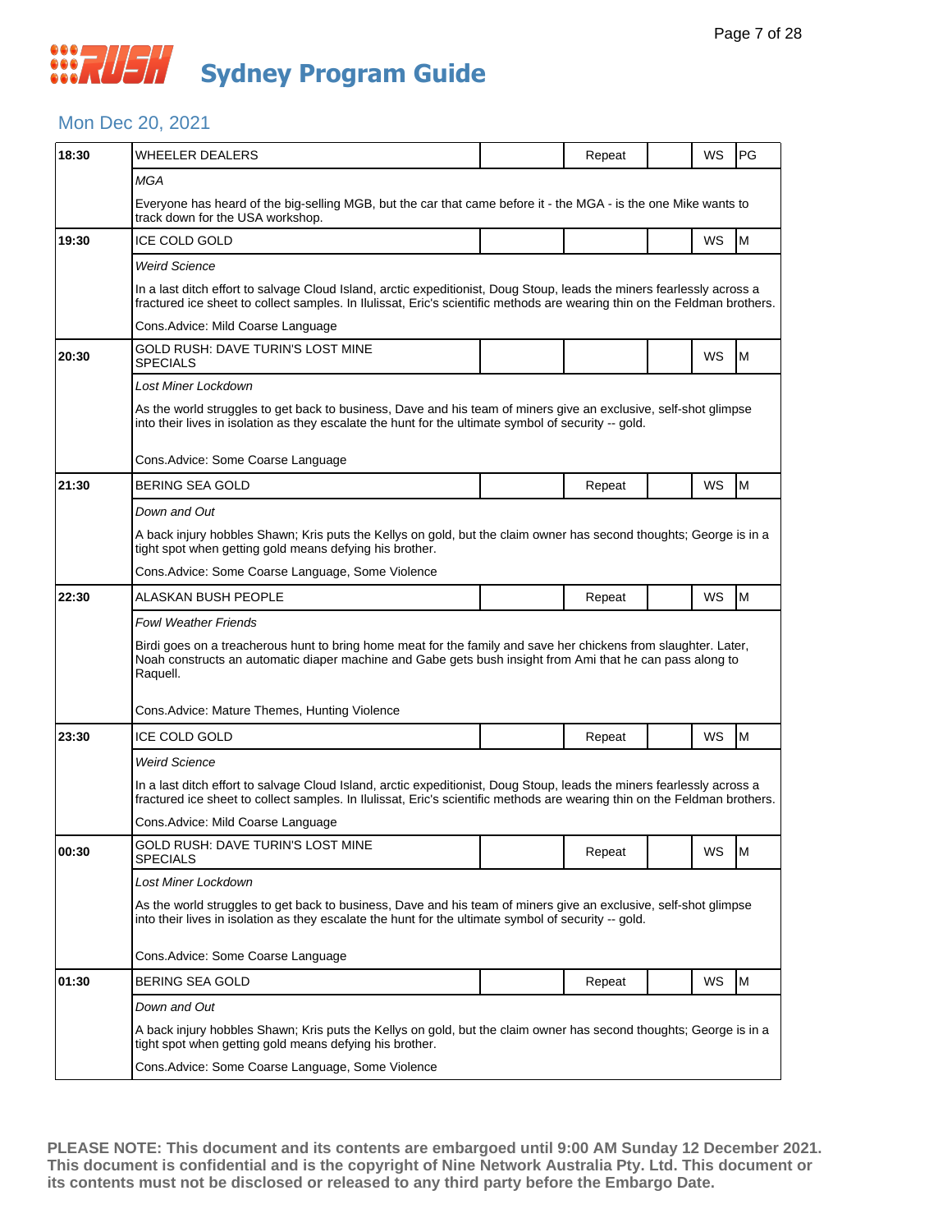# Sydney Program Guide

## Mon Dec 20, 2021

| Time | Program | | Repeat | | WS | Rating |
|---|---|---|---|---|---|---|
| 18:30 | WHEELER DEALERS | | Repeat | | WS | PG |
| | *MGA* | | | | | |
| | Everyone has heard of the big-selling MGB, but the car that came before it - the MGA - is the one Mike wants to track down for the USA workshop. | | | | | |
| 19:30 | ICE COLD GOLD | | | | WS | M |
| | *Weird Science* | | | | | |
| | In a last ditch effort to salvage Cloud Island, arctic expeditionist, Doug Stoup, leads the miners fearlessly across a fractured ice sheet to collect samples. In Ilulissat, Eric's scientific methods are wearing thin on the Feldman brothers. | | | | | |
| | Cons.Advice: Mild Coarse Language | | | | | |
| 20:30 | GOLD RUSH: DAVE TURIN'S LOST MINE SPECIALS | | | | WS | M |
| | *Lost Miner Lockdown* | | | | | |
| | As the world struggles to get back to business, Dave and his team of miners give an exclusive, self-shot glimpse into their lives in isolation as they escalate the hunt for the ultimate symbol of security -- gold. | | | | | |
| | Cons.Advice: Some Coarse Language | | | | | |
| 21:30 | BERING SEA GOLD | | Repeat | | WS | M |
| | *Down and Out* | | | | | |
| | A back injury hobbles Shawn; Kris puts the Kellys on gold, but the claim owner has second thoughts; George is in a tight spot when getting gold means defying his brother. | | | | | |
| | Cons.Advice: Some Coarse Language, Some Violence | | | | | |
| 22:30 | ALASKAN BUSH PEOPLE | | Repeat | | WS | M |
| | *Fowl Weather Friends* | | | | | |
| | Birdi goes on a treacherous hunt to bring home meat for the family and save her chickens from slaughter. Later, Noah constructs an automatic diaper machine and Gabe gets bush insight from Ami that he can pass along to Raquell. | | | | | |
| | Cons.Advice: Mature Themes, Hunting Violence | | | | | |
| 23:30 | ICE COLD GOLD | | Repeat | | WS | M |
| | *Weird Science* | | | | | |
| | In a last ditch effort to salvage Cloud Island, arctic expeditionist, Doug Stoup, leads the miners fearlessly across a fractured ice sheet to collect samples. In Ilulissat, Eric's scientific methods are wearing thin on the Feldman brothers. | | | | | |
| | Cons.Advice: Mild Coarse Language | | | | | |
| 00:30 | GOLD RUSH: DAVE TURIN'S LOST MINE SPECIALS | | Repeat | | WS | M |
| | *Lost Miner Lockdown* | | | | | |
| | As the world struggles to get back to business, Dave and his team of miners give an exclusive, self-shot glimpse into their lives in isolation as they escalate the hunt for the ultimate symbol of security -- gold. | | | | | |
| | Cons.Advice: Some Coarse Language | | | | | |
| 01:30 | BERING SEA GOLD | | Repeat | | WS | M |
| | *Down and Out* | | | | | |
| | A back injury hobbles Shawn; Kris puts the Kellys on gold, but the claim owner has second thoughts; George is in a tight spot when getting gold means defying his brother. | | | | | |
| | Cons.Advice: Some Coarse Language, Some Violence | | | | | |

**PLEASE NOTE: This document and its contents are embargoed until 9:00 AM Sunday 12 December 2021. This document is confidential and is the copyright of Nine Network Australia Pty. Ltd. This document or its contents must not be disclosed or released to any third party before the Embargo Date.**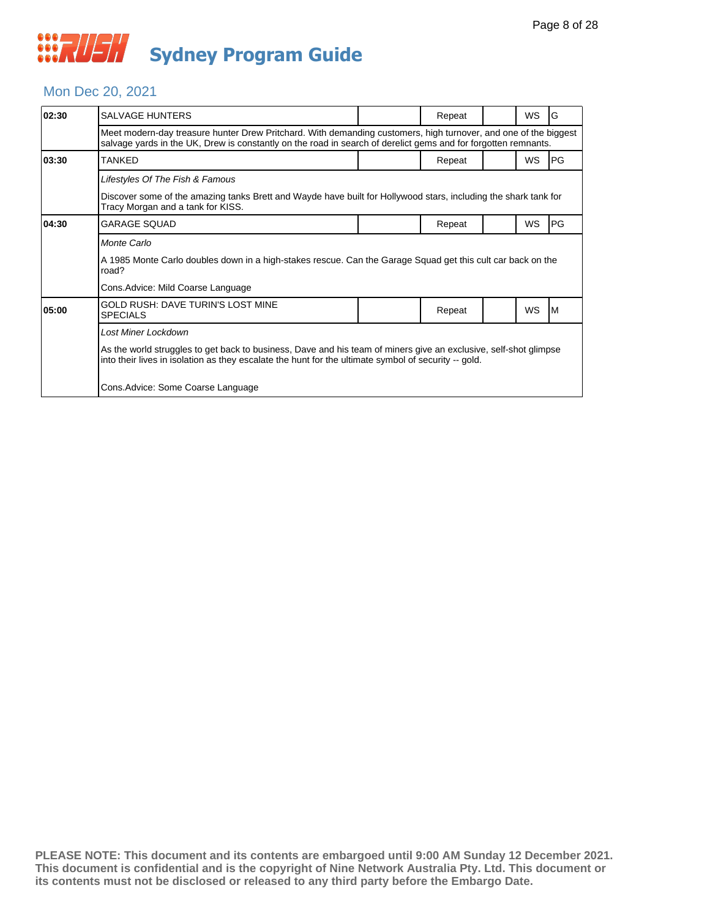# Sydney Program Guide

## Mon Dec 20, 2021

| Time | Program | | Status | | Format | Rating |
|---|---|---|---|---|---|---|
| 02:30 | SALVAGE HUNTERS | | Repeat | | WS | G |
| | Meet modern-day treasure hunter Drew Pritchard. With demanding customers, high turnover, and one of the biggest salvage yards in the UK, Drew is constantly on the road in search of derelict gems and for forgotten remnants. | | | | | |
| 03:30 | TANKED | | Repeat | | WS | PG |
| | *Lifestyles Of The Fish & Famous*<br><br>Discover some of the amazing tanks Brett and Wayde have built for Hollywood stars, including the shark tank for Tracy Morgan and a tank for KISS. | | | | | |
| 04:30 | GARAGE SQUAD | | Repeat | | WS | PG |
| | *Monte Carlo*<br><br>A 1985 Monte Carlo doubles down in a high-stakes rescue. Can the Garage Squad get this cult car back on the road?<br><br>Cons.Advice: Mild Coarse Language | | | | | |
| 05:00 | GOLD RUSH: DAVE TURIN'S LOST MINE SPECIALS | | Repeat | | WS | M |
| | *Lost Miner Lockdown*<br><br>As the world struggles to get back to business, Dave and his team of miners give an exclusive, self-shot glimpse into their lives in isolation as they escalate the hunt for the ultimate symbol of security -- gold.<br><br>Cons.Advice: Some Coarse Language | | | | | |

**PLEASE NOTE: This document and its contents are embargoed until 9:00 AM Sunday 12 December 2021. This document is confidential and is the copyright of Nine Network Australia Pty. Ltd. This document or its contents must not be disclosed or released to any third party before the Embargo Date.**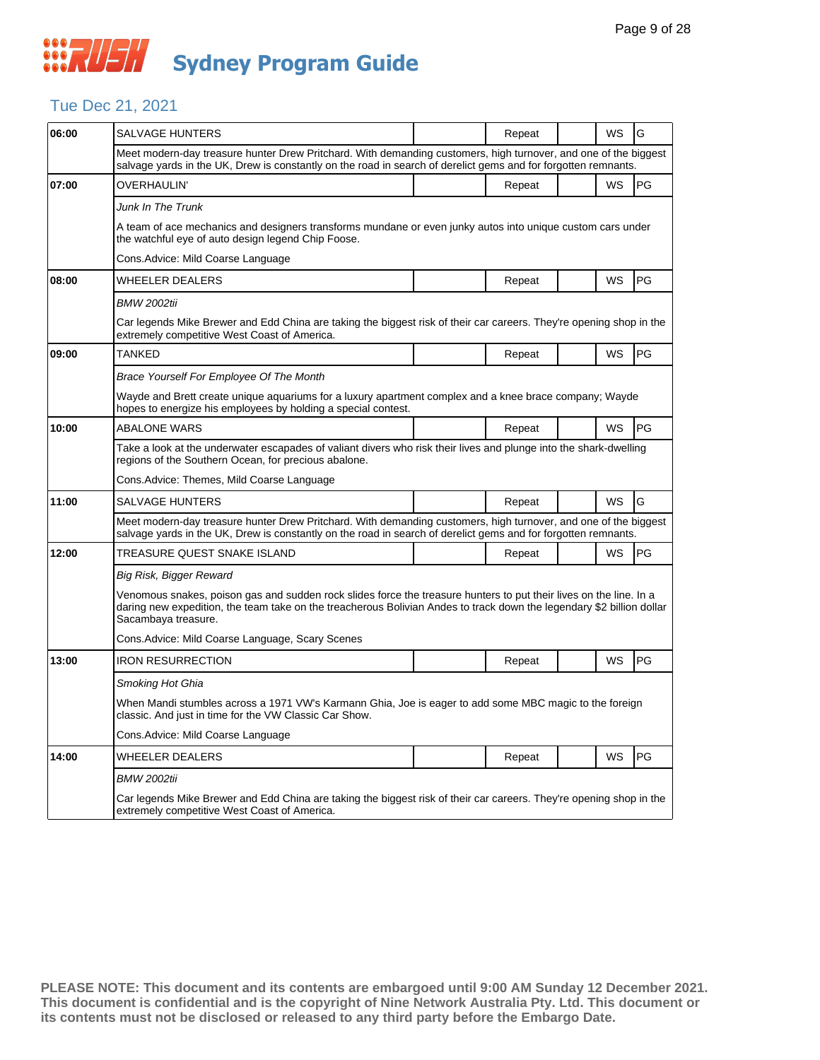# Sydney Program Guide

## Tue Dec 21, 2021

| Time | Program | | Status | | Format | Rating |
|---|---|---|---|---|---|---|
| 06:00 | SALVAGE HUNTERS | | Repeat | | WS | G |
| | Meet modern-day treasure hunter Drew Pritchard. With demanding customers, high turnover, and one of the biggest salvage yards in the UK, Drew is constantly on the road in search of derelict gems and for forgotten remnants. | | | | | |
| 07:00 | OVERHAULIN' | | Repeat | | WS | PG |
| | *Junk In The Trunk*<br>A team of ace mechanics and designers transforms mundane or even junky autos into unique custom cars under the watchful eye of auto design legend Chip Foose.<br>Cons.Advice: Mild Coarse Language | | | | | |
| 08:00 | WHEELER DEALERS | | Repeat | | WS | PG |
| | *BMW 2002tii*<br>Car legends Mike Brewer and Edd China are taking the biggest risk of their car careers. They're opening shop in the extremely competitive West Coast of America. | | | | | |
| 09:00 | TANKED | | Repeat | | WS | PG |
| | *Brace Yourself For Employee Of The Month*<br>Wayde and Brett create unique aquariums for a luxury apartment complex and a knee brace company; Wayde hopes to energize his employees by holding a special contest. | | | | | |
| 10:00 | ABALONE WARS | | Repeat | | WS | PG |
| | Take a look at the underwater escapades of valiant divers who risk their lives and plunge into the shark-dwelling regions of the Southern Ocean, for precious abalone.<br>Cons.Advice: Themes, Mild Coarse Language | | | | | |
| 11:00 | SALVAGE HUNTERS | | Repeat | | WS | G |
| | Meet modern-day treasure hunter Drew Pritchard. With demanding customers, high turnover, and one of the biggest salvage yards in the UK, Drew is constantly on the road in search of derelict gems and for forgotten remnants. | | | | | |
| 12:00 | TREASURE QUEST SNAKE ISLAND | | Repeat | | WS | PG |
| | *Big Risk, Bigger Reward*<br>Venomous snakes, poison gas and sudden rock slides force the treasure hunters to put their lives on the line. In a daring new expedition, the team take on the treacherous Bolivian Andes to track down the legendary $2 billion dollar Sacambaya treasure.<br>Cons.Advice: Mild Coarse Language, Scary Scenes | | | | | |
| 13:00 | IRON RESURRECTION | | Repeat | | WS | PG |
| | *Smoking Hot Ghia*<br>When Mandi stumbles across a 1971 VW's Karmann Ghia, Joe is eager to add some MBC magic to the foreign classic. And just in time for the VW Classic Car Show.<br>Cons.Advice: Mild Coarse Language | | | | | |
| 14:00 | WHEELER DEALERS | | Repeat | | WS | PG |
| | *BMW 2002tii*<br>Car legends Mike Brewer and Edd China are taking the biggest risk of their car careers. They're opening shop in the extremely competitive West Coast of America. | | | | | |

**PLEASE NOTE: This document and its contents are embargoed until 9:00 AM Sunday 12 December 2021. This document is confidential and is the copyright of Nine Network Australia Pty. Ltd. This document or its contents must not be disclosed or released to any third party before the Embargo Date.**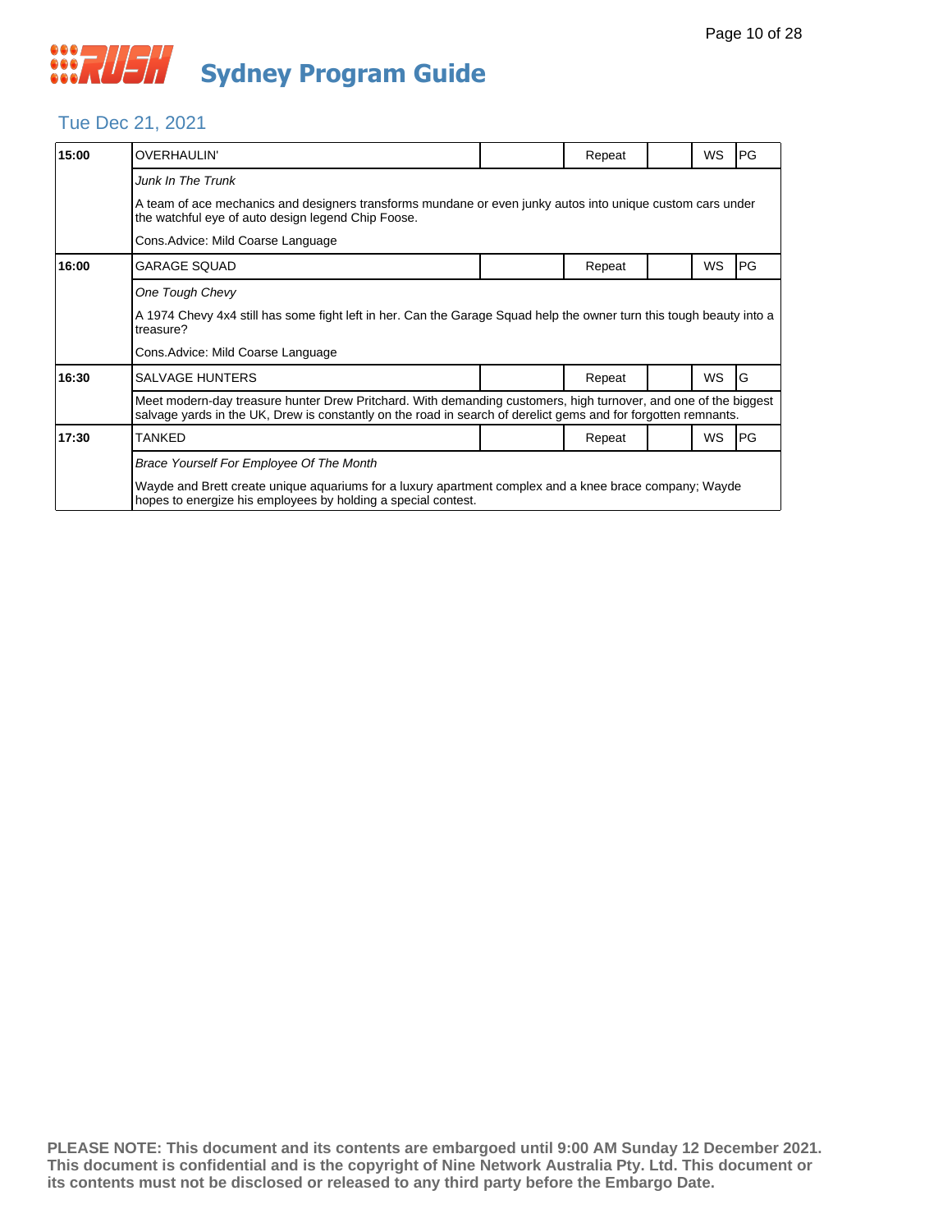# Sydney Program Guide

## Tue Dec 21, 2021

| Time | Program | | Status | | Format | Rating |
|---|---|---|---|---|---|---|
| 15:00 | OVERHAULIN' | | Repeat | | WS | PG |
| | *Junk In The Trunk* | | | | | |
| | A team of ace mechanics and designers transforms mundane or even junky autos into unique custom cars under the watchful eye of auto design legend Chip Foose. | | | | | |
| | Cons.Advice: Mild Coarse Language | | | | | |
| 16:00 | GARAGE SQUAD | | Repeat | | WS | PG |
| | *One Tough Chevy* | | | | | |
| | A 1974 Chevy 4x4 still has some fight left in her. Can the Garage Squad help the owner turn this tough beauty into a treasure? | | | | | |
| | Cons.Advice: Mild Coarse Language | | | | | |
| 16:30 | SALVAGE HUNTERS | | Repeat | | WS | G |
| | Meet modern-day treasure hunter Drew Pritchard. With demanding customers, high turnover, and one of the biggest salvage yards in the UK, Drew is constantly on the road in search of derelict gems and for forgotten remnants. | | | | | |
| 17:30 | TANKED | | Repeat | | WS | PG |
| | *Brace Yourself For Employee Of The Month* | | | | | |
| | Wayde and Brett create unique aquariums for a luxury apartment complex and a knee brace company; Wayde hopes to energize his employees by holding a special contest. | | | | | |

**PLEASE NOTE: This document and its contents are embargoed until 9:00 AM Sunday 12 December 2021. This document is confidential and is the copyright of Nine Network Australia Pty. Ltd. This document or its contents must not be disclosed or released to any third party before the Embargo Date.**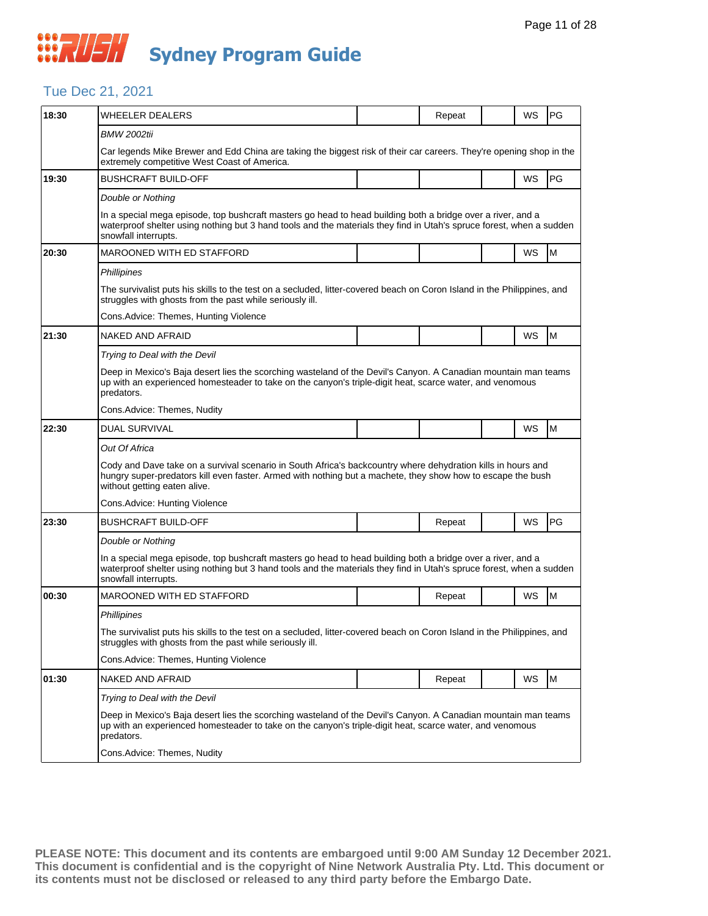# RUSH Sydney Program Guide

## Tue Dec 21, 2021

| Time | Program | | Repeat | | WS | Rating |
|---|---|---|---|---|---|---|
| 18:30 | WHEELER DEALERS | | Repeat | | WS | PG |
| | *BMW 2002tii*<br>Car legends Mike Brewer and Edd China are taking the biggest risk of their car careers. They're opening shop in the extremely competitive West Coast of America. | | | | | |
| 19:30 | BUSHCRAFT BUILD-OFF | | | | WS | PG |
| | *Double or Nothing*<br>In a special mega episode, top bushcraft masters go head to head building both a bridge over a river, and a waterproof shelter using nothing but 3 hand tools and the materials they find in Utah's spruce forest, when a sudden snowfall interrupts. | | | | | |
| 20:30 | MAROONED WITH ED STAFFORD | | | | WS | M |
| | *Phillipines*<br>The survivalist puts his skills to the test on a secluded, litter-covered beach on Coron Island in the Philippines, and struggles with ghosts from the past while seriously ill.<br>Cons.Advice: Themes, Hunting Violence | | | | | |
| 21:30 | NAKED AND AFRAID | | | | WS | M |
| | *Trying to Deal with the Devil*<br>Deep in Mexico's Baja desert lies the scorching wasteland of the Devil's Canyon. A Canadian mountain man teams up with an experienced homesteader to take on the canyon's triple-digit heat, scarce water, and venomous predators.<br>Cons.Advice: Themes, Nudity | | | | | |
| 22:30 | DUAL SURVIVAL | | | | WS | M |
| | *Out Of Africa*<br>Cody and Dave take on a survival scenario in South Africa's backcountry where dehydration kills in hours and hungry super-predators kill even faster. Armed with nothing but a machete, they show how to escape the bush without getting eaten alive.<br>Cons.Advice: Hunting Violence | | | | | |
| 23:30 | BUSHCRAFT BUILD-OFF | | Repeat | | WS | PG |
| | *Double or Nothing*<br>In a special mega episode, top bushcraft masters go head to head building both a bridge over a river, and a waterproof shelter using nothing but 3 hand tools and the materials they find in Utah's spruce forest, when a sudden snowfall interrupts. | | | | | |
| 00:30 | MAROONED WITH ED STAFFORD | | Repeat | | WS | M |
| | *Phillipines*<br>The survivalist puts his skills to the test on a secluded, litter-covered beach on Coron Island in the Philippines, and struggles with ghosts from the past while seriously ill.<br>Cons.Advice: Themes, Hunting Violence | | | | | |
| 01:30 | NAKED AND AFRAID | | Repeat | | WS | M |
| | *Trying to Deal with the Devil*<br>Deep in Mexico's Baja desert lies the scorching wasteland of the Devil's Canyon. A Canadian mountain man teams up with an experienced homesteader to take on the canyon's triple-digit heat, scarce water, and venomous predators.<br>Cons.Advice: Themes, Nudity | | | | | |

**PLEASE NOTE: This document and its contents are embargoed until 9:00 AM Sunday 12 December 2021. This document is confidential and is the copyright of Nine Network Australia Pty. Ltd. This document or its contents must not be disclosed or released to any third party before the Embargo Date.**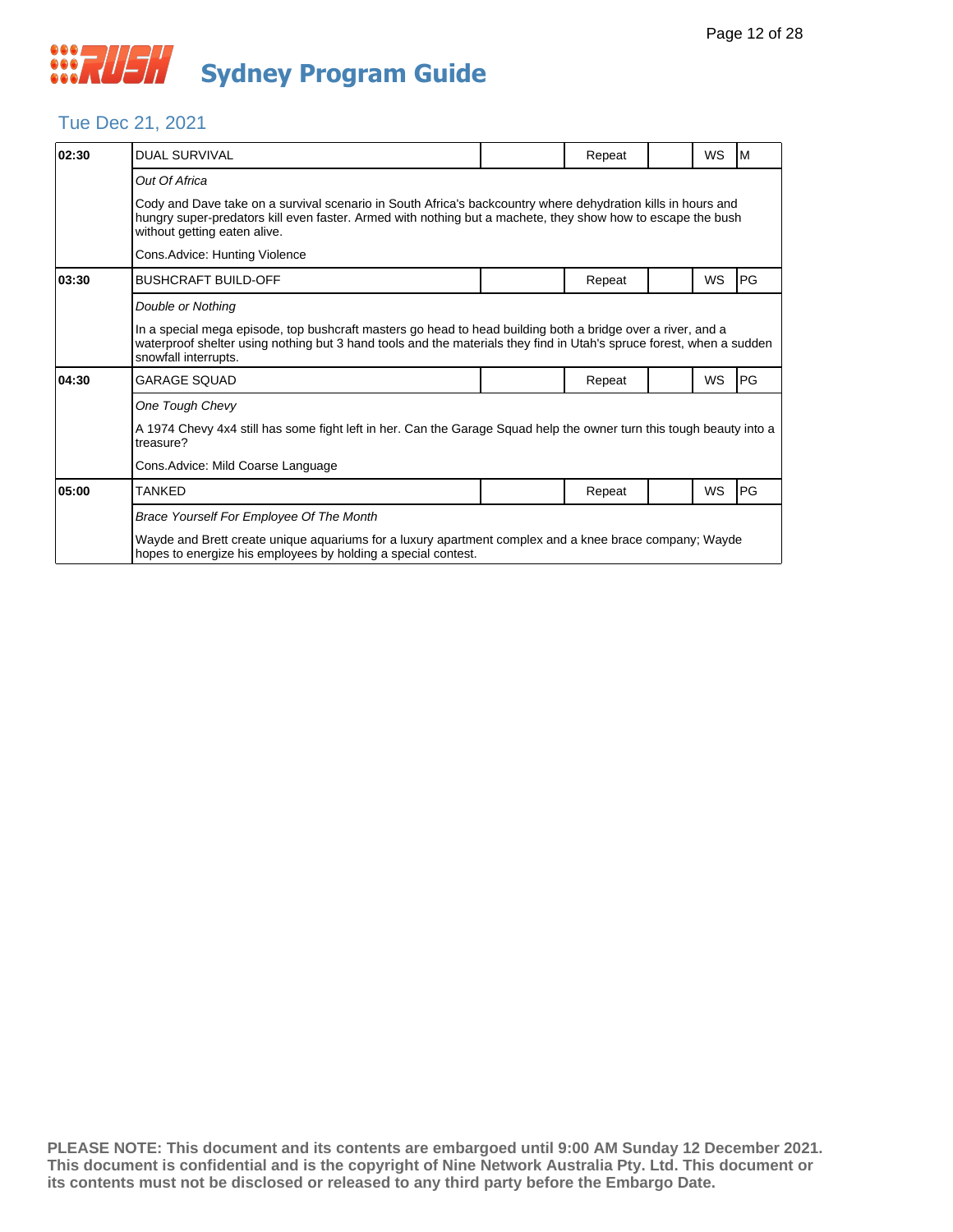# Sydney Program Guide

## Tue Dec 21, 2021

| Time | Program | | Status | | Format | Rating |
|---|---|---|---|---|---|---|
| 02:30 | DUAL SURVIVAL | | Repeat | | WS | M |
| | *Out Of Africa* | | | | | |
| | Cody and Dave take on a survival scenario in South Africa's backcountry where dehydration kills in hours and hungry super-predators kill even faster. Armed with nothing but a machete, they show how to escape the bush without getting eaten alive. | | | | | |
| | Cons.Advice: Hunting Violence | | | | | |
| 03:30 | BUSHCRAFT BUILD-OFF | | Repeat | | WS | PG |
| | *Double or Nothing* | | | | | |
| | In a special mega episode, top bushcraft masters go head to head building both a bridge over a river, and a waterproof shelter using nothing but 3 hand tools and the materials they find in Utah's spruce forest, when a sudden snowfall interrupts. | | | | | |
| 04:30 | GARAGE SQUAD | | Repeat | | WS | PG |
| | *One Tough Chevy* | | | | | |
| | A 1974 Chevy 4x4 still has some fight left in her. Can the Garage Squad help the owner turn this tough beauty into a treasure? | | | | | |
| | Cons.Advice: Mild Coarse Language | | | | | |
| 05:00 | TANKED | | Repeat | | WS | PG |
| | *Brace Yourself For Employee Of The Month* | | | | | |
| | Wayde and Brett create unique aquariums for a luxury apartment complex and a knee brace company; Wayde hopes to energize his employees by holding a special contest. | | | | | |

**PLEASE NOTE: This document and its contents are embargoed until 9:00 AM Sunday 12 December 2021. This document is confidential and is the copyright of Nine Network Australia Pty. Ltd. This document or its contents must not be disclosed or released to any third party before the Embargo Date.**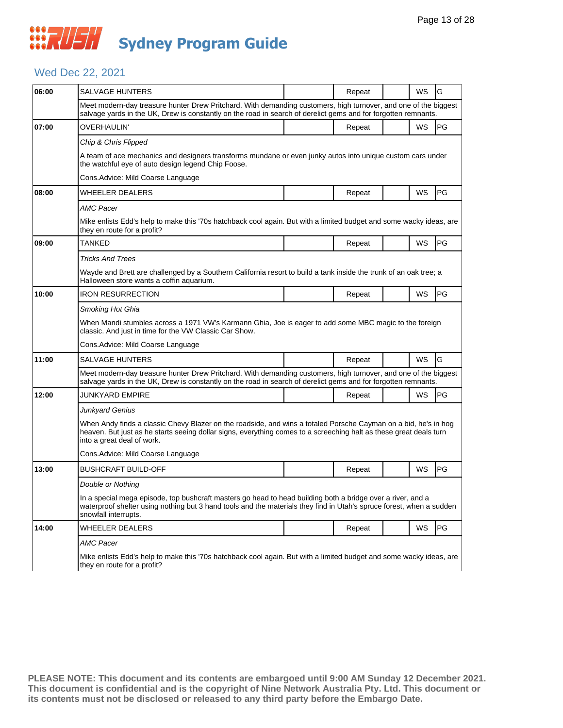# RUSH Sydney Program Guide

## Wed Dec 22, 2021

| Time | Program | | Status | | Format | Rating |
|---|---|---|---|---|---|---|
| 06:00 | SALVAGE HUNTERS | | Repeat | | WS | G |
| | Meet modern-day treasure hunter Drew Pritchard. With demanding customers, high turnover, and one of the biggest salvage yards in the UK, Drew is constantly on the road in search of derelict gems and for forgotten remnants. | | | | | |
| 07:00 | OVERHAULIN' | | Repeat | | WS | PG |
| | *Chip & Chris Flipped* | | | | | |
| | A team of ace mechanics and designers transforms mundane or even junky autos into unique custom cars under the watchful eye of auto design legend Chip Foose. | | | | | |
| | Cons.Advice: Mild Coarse Language | | | | | |
| 08:00 | WHEELER DEALERS | | Repeat | | WS | PG |
| | *AMC Pacer* | | | | | |
| | Mike enlists Edd's help to make this '70s hatchback cool again. But with a limited budget and some wacky ideas, are they en route for a profit? | | | | | |
| 09:00 | TANKED | | Repeat | | WS | PG |
| | *Tricks And Trees* | | | | | |
| | Wayde and Brett are challenged by a Southern California resort to build a tank inside the trunk of an oak tree; a Halloween store wants a coffin aquarium. | | | | | |
| 10:00 | IRON RESURRECTION | | Repeat | | WS | PG |
| | *Smoking Hot Ghia* | | | | | |
| | When Mandi stumbles across a 1971 VW's Karmann Ghia, Joe is eager to add some MBC magic to the foreign classic. And just in time for the VW Classic Car Show. | | | | | |
| | Cons.Advice: Mild Coarse Language | | | | | |
| 11:00 | SALVAGE HUNTERS | | Repeat | | WS | G |
| | Meet modern-day treasure hunter Drew Pritchard. With demanding customers, high turnover, and one of the biggest salvage yards in the UK, Drew is constantly on the road in search of derelict gems and for forgotten remnants. | | | | | |
| 12:00 | JUNKYARD EMPIRE | | Repeat | | WS | PG |
| | *Junkyard Genius* | | | | | |
| | When Andy finds a classic Chevy Blazer on the roadside, and wins a totaled Porsche Cayman on a bid, he's in hog heaven. But just as he starts seeing dollar signs, everything comes to a screeching halt as these great deals turn into a great deal of work. | | | | | |
| | Cons.Advice: Mild Coarse Language | | | | | |
| 13:00 | BUSHCRAFT BUILD-OFF | | Repeat | | WS | PG |
| | *Double or Nothing* | | | | | |
| | In a special mega episode, top bushcraft masters go head to head building both a bridge over a river, and a waterproof shelter using nothing but 3 hand tools and the materials they find in Utah's spruce forest, when a sudden snowfall interrupts. | | | | | |
| 14:00 | WHEELER DEALERS | | Repeat | | WS | PG |
| | *AMC Pacer* | | | | | |
| | Mike enlists Edd's help to make this '70s hatchback cool again. But with a limited budget and some wacky ideas, are they en route for a profit? | | | | | |

**PLEASE NOTE: This document and its contents are embargoed until 9:00 AM Sunday 12 December 2021. This document is confidential and is the copyright of Nine Network Australia Pty. Ltd. This document or its contents must not be disclosed or released to any third party before the Embargo Date.**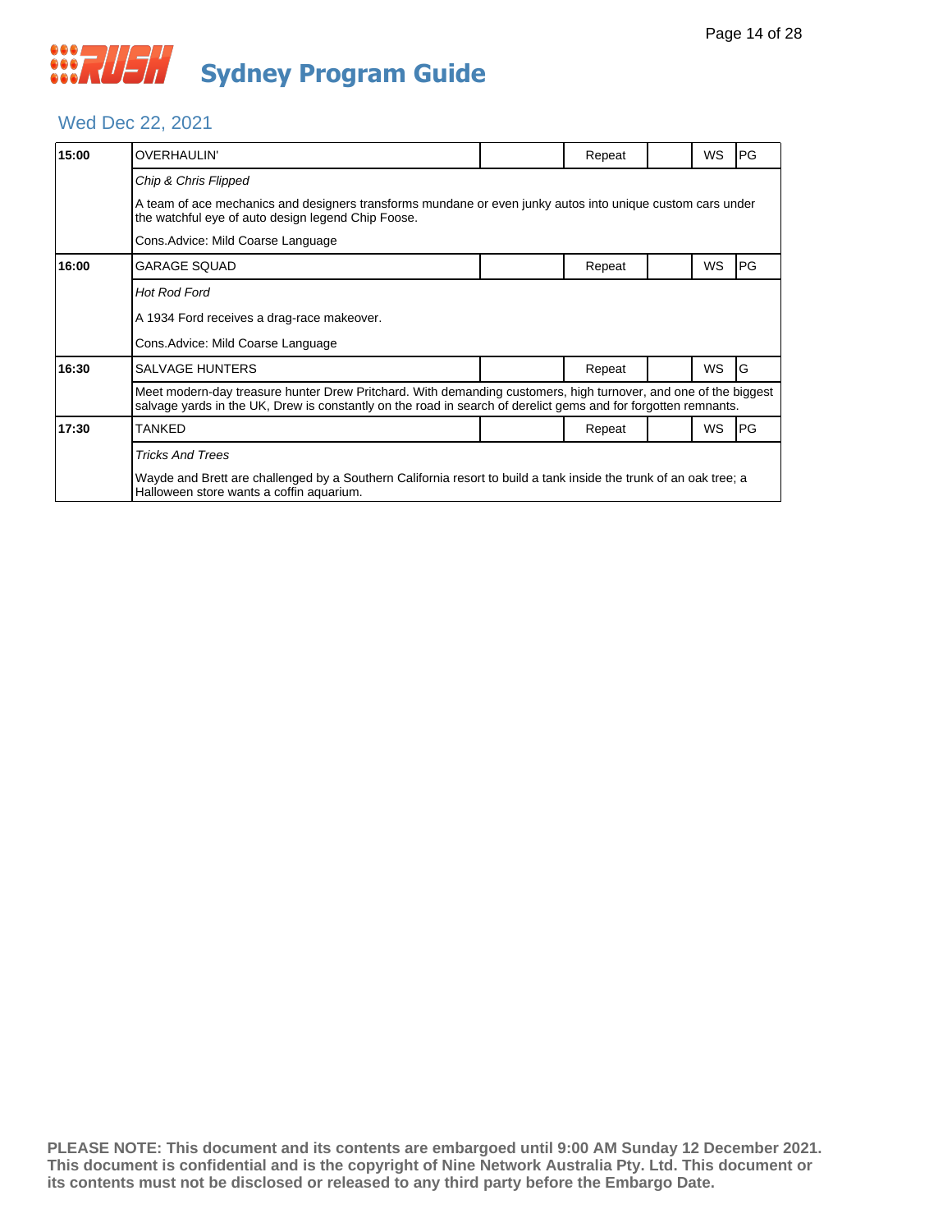# RUSH Sydney Program Guide

## Wed Dec 22, 2021

| Time | Program | | Repeat | | WS | Rating |
|---|---|---|---|---|---|---|
| 15:00 | OVERHAULIN' | | Repeat | | WS | PG |
| | *Chip & Chris Flipped*<br>A team of ace mechanics and designers transforms mundane or even junky autos into unique custom cars under the watchful eye of auto design legend Chip Foose.<br>Cons.Advice: Mild Coarse Language | | | | | |
| 16:00 | GARAGE SQUAD | | Repeat | | WS | PG |
| | *Hot Rod Ford*<br>A 1934 Ford receives a drag-race makeover.<br>Cons.Advice: Mild Coarse Language | | | | | |
| 16:30 | SALVAGE HUNTERS | | Repeat | | WS | G |
| | Meet modern-day treasure hunter Drew Pritchard. With demanding customers, high turnover, and one of the biggest salvage yards in the UK, Drew is constantly on the road in search of derelict gems and for forgotten remnants. | | | | | |
| 17:30 | TANKED | | Repeat | | WS | PG |
| | *Tricks And Trees*<br>Wayde and Brett are challenged by a Southern California resort to build a tank inside the trunk of an oak tree; a Halloween store wants a coffin aquarium. | | | | | |

**PLEASE NOTE: This document and its contents are embargoed until 9:00 AM Sunday 12 December 2021. This document is confidential and is the copyright of Nine Network Australia Pty. Ltd. This document or its contents must not be disclosed or released to any third party before the Embargo Date.**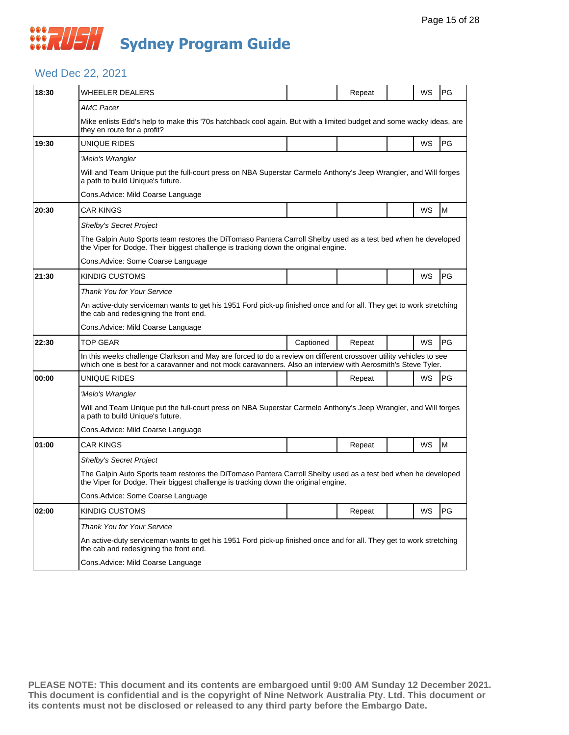# Sydney Program Guide

## Wed Dec 22, 2021

| Time | Program | Captioned | Repeat | | WS | Rating |
|---|---|---|---|---|---|---|
| 18:30 | WHEELER DEALERS | | Repeat | | WS | PG |
| | *AMC Pacer* | | | | | |
| | Mike enlists Edd's help to make this '70s hatchback cool again. But with a limited budget and some wacky ideas, are they en route for a profit? | | | | | |
| 19:30 | UNIQUE RIDES | | | | WS | PG |
| | *'Melo's Wrangler* | | | | | |
| | Will and Team Unique put the full-court press on NBA Superstar Carmelo Anthony's Jeep Wrangler, and Will forges a path to build Unique's future. | | | | | |
| | Cons.Advice: Mild Coarse Language | | | | | |
| 20:30 | CAR KINGS | | | | WS | M |
| | *Shelby's Secret Project* | | | | | |
| | The Galpin Auto Sports team restores the DiTomaso Pantera Carroll Shelby used as a test bed when he developed the Viper for Dodge. Their biggest challenge is tracking down the original engine. | | | | | |
| | Cons.Advice: Some Coarse Language | | | | | |
| 21:30 | KINDIG CUSTOMS | | | | WS | PG |
| | *Thank You for Your Service* | | | | | |
| | An active-duty serviceman wants to get his 1951 Ford pick-up finished once and for all. They get to work stretching the cab and redesigning the front end. | | | | | |
| | Cons.Advice: Mild Coarse Language | | | | | |
| 22:30 | TOP GEAR | Captioned | Repeat | | WS | PG |
| | In this weeks challenge Clarkson and May are forced to do a review on different crossover utility vehicles to see which one is best for a caravanner and not mock caravanners. Also an interview with Aerosmith's Steve Tyler. | | | | | |
| 00:00 | UNIQUE RIDES | | Repeat | | WS | PG |
| | *'Melo's Wrangler* | | | | | |
| | Will and Team Unique put the full-court press on NBA Superstar Carmelo Anthony's Jeep Wrangler, and Will forges a path to build Unique's future. | | | | | |
| | Cons.Advice: Mild Coarse Language | | | | | |
| 01:00 | CAR KINGS | | Repeat | | WS | M |
| | *Shelby's Secret Project* | | | | | |
| | The Galpin Auto Sports team restores the DiTomaso Pantera Carroll Shelby used as a test bed when he developed the Viper for Dodge. Their biggest challenge is tracking down the original engine. | | | | | |
| | Cons.Advice: Some Coarse Language | | | | | |
| 02:00 | KINDIG CUSTOMS | | Repeat | | WS | PG |
| | *Thank You for Your Service* | | | | | |
| | An active-duty serviceman wants to get his 1951 Ford pick-up finished once and for all. They get to work stretching the cab and redesigning the front end. | | | | | |
| | Cons.Advice: Mild Coarse Language | | | | | |

**PLEASE NOTE: This document and its contents are embargoed until 9:00 AM Sunday 12 December 2021. This document is confidential and is the copyright of Nine Network Australia Pty. Ltd. This document or its contents must not be disclosed or released to any third party before the Embargo Date.**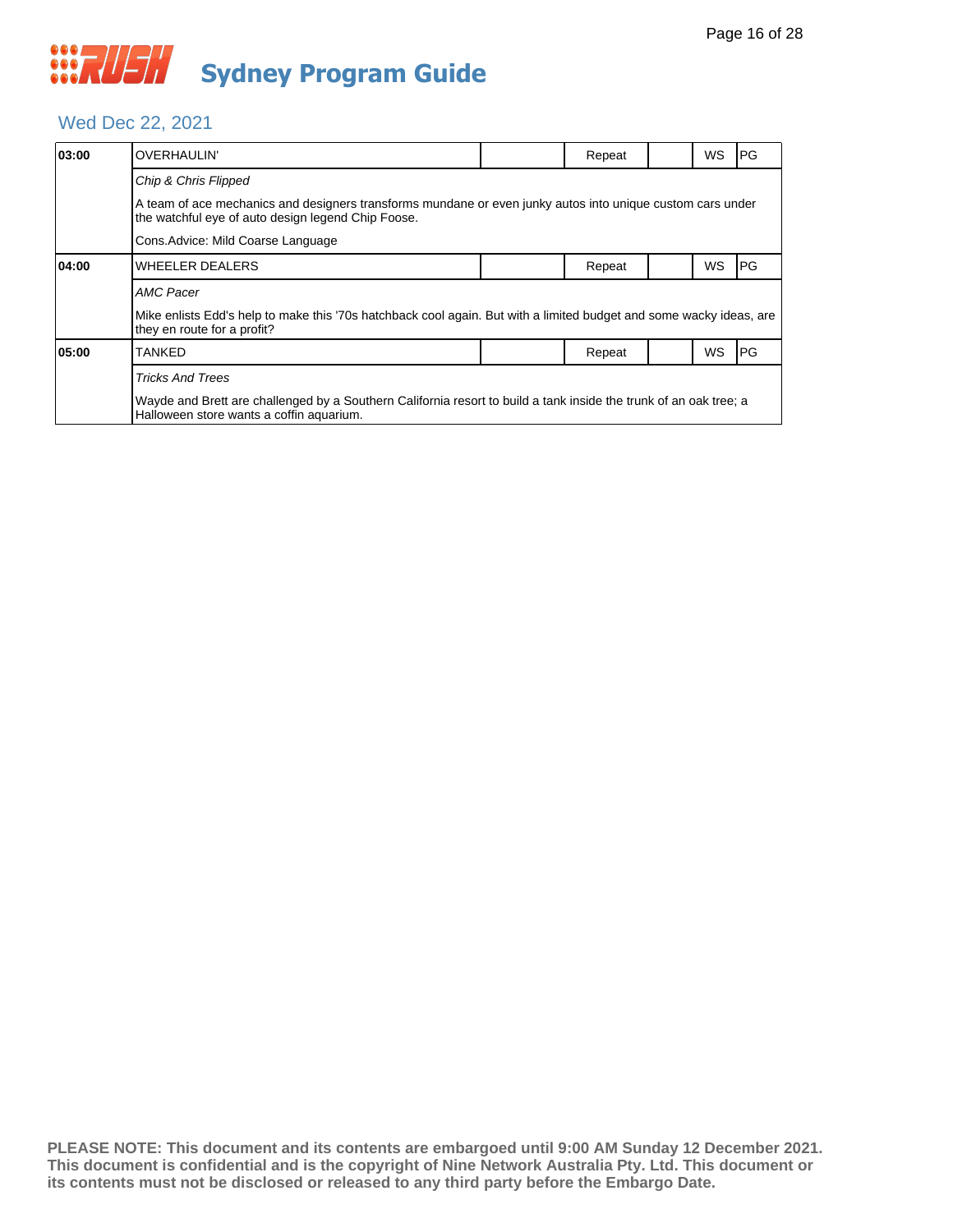# Sydney Program Guide

## Wed Dec 22, 2021

| Time | Program | | Repeat | | WS | Rating |
|---|---|---|---|---|---|---|
| **03:00** | OVERHAULIN' | | Repeat | | WS | PG |
| | *Chip & Chris Flipped* | | | | | |
| | A team of ace mechanics and designers transforms mundane or even junky autos into unique custom cars under the watchful eye of auto design legend Chip Foose. | | | | | |
| | Cons.Advice: Mild Coarse Language | | | | | |
| **04:00** | WHEELER DEALERS | | Repeat | | WS | PG |
| | *AMC Pacer* | | | | | |
| | Mike enlists Edd's help to make this '70s hatchback cool again. But with a limited budget and some wacky ideas, are they en route for a profit? | | | | | |
| **05:00** | TANKED | | Repeat | | WS | PG |
| | *Tricks And Trees* | | | | | |
| | Wayde and Brett are challenged by a Southern California resort to build a tank inside the trunk of an oak tree; a Halloween store wants a coffin aquarium. | | | | | |

**PLEASE NOTE: This document and its contents are embargoed until 9:00 AM Sunday 12 December 2021. This document is confidential and is the copyright of Nine Network Australia Pty. Ltd. This document or its contents must not be disclosed or released to any third party before the Embargo Date.**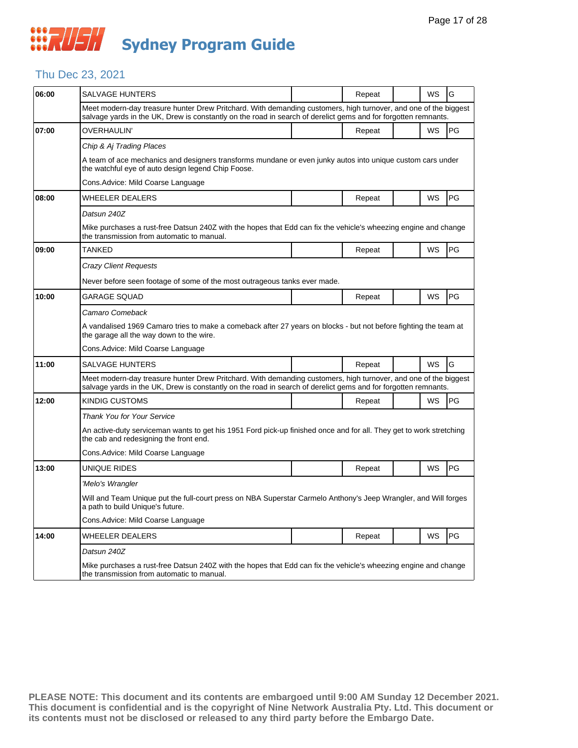# Sydney Program Guide

## Thu Dec 23, 2021

| Time | Program | | Status | | Format | Rating |
|---|---|---|---|---|---|---|
| 06:00 | SALVAGE HUNTERS | | Repeat | | WS | G |
| | Meet modern-day treasure hunter Drew Pritchard. With demanding customers, high turnover, and one of the biggest salvage yards in the UK, Drew is constantly on the road in search of derelict gems and for forgotten remnants. | | | | | |
| 07:00 | OVERHAULIN' | | Repeat | | WS | PG |
| | *Chip & Aj Trading Places*<br><br>A team of ace mechanics and designers transforms mundane or even junky autos into unique custom cars under the watchful eye of auto design legend Chip Foose.<br><br>Cons.Advice: Mild Coarse Language | | | | | |
| 08:00 | WHEELER DEALERS | | Repeat | | WS | PG |
| | *Datsun 240Z*<br><br>Mike purchases a rust-free Datsun 240Z with the hopes that Edd can fix the vehicle's wheezing engine and change the transmission from automatic to manual. | | | | | |
| 09:00 | TANKED | | Repeat | | WS | PG |
| | *Crazy Client Requests*<br><br>Never before seen footage of some of the most outrageous tanks ever made. | | | | | |
| 10:00 | GARAGE SQUAD | | Repeat | | WS | PG |
| | *Camaro Comeback*<br><br>A vandalised 1969 Camaro tries to make a comeback after 27 years on blocks - but not before fighting the team at the garage all the way down to the wire.<br><br>Cons.Advice: Mild Coarse Language | | | | | |
| 11:00 | SALVAGE HUNTERS | | Repeat | | WS | G |
| | Meet modern-day treasure hunter Drew Pritchard. With demanding customers, high turnover, and one of the biggest salvage yards in the UK, Drew is constantly on the road in search of derelict gems and for forgotten remnants. | | | | | |
| 12:00 | KINDIG CUSTOMS | | Repeat | | WS | PG |
| | *Thank You for Your Service*<br><br>An active-duty serviceman wants to get his 1951 Ford pick-up finished once and for all. They get to work stretching the cab and redesigning the front end.<br><br>Cons.Advice: Mild Coarse Language | | | | | |
| 13:00 | UNIQUE RIDES | | Repeat | | WS | PG |
| | *'Melo's Wrangler*<br><br>Will and Team Unique put the full-court press on NBA Superstar Carmelo Anthony's Jeep Wrangler, and Will forges a path to build Unique's future.<br><br>Cons.Advice: Mild Coarse Language | | | | | |
| 14:00 | WHEELER DEALERS | | Repeat | | WS | PG |
| | *Datsun 240Z*<br><br>Mike purchases a rust-free Datsun 240Z with the hopes that Edd can fix the vehicle's wheezing engine and change the transmission from automatic to manual. | | | | | |

**PLEASE NOTE: This document and its contents are embargoed until 9:00 AM Sunday 12 December 2021. This document is confidential and is the copyright of Nine Network Australia Pty. Ltd. This document or its contents must not be disclosed or released to any third party before the Embargo Date.**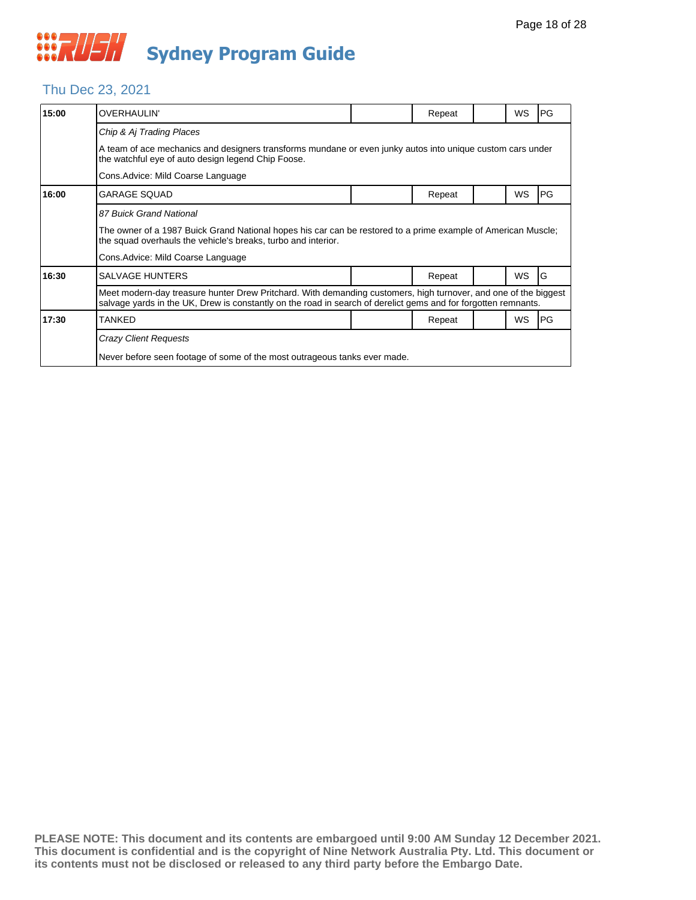# Sydney Program Guide

## Thu Dec 23, 2021

| Time | Program | | Status | | Format | Rating |
|---|---|---|---|---|---|---|
| **15:00** | OVERHAULIN' | | Repeat | | WS | PG |
| | *Chip & Aj Trading Places* | | | | | |
| | A team of ace mechanics and designers transforms mundane or even junky autos into unique custom cars under the watchful eye of auto design legend Chip Foose. | | | | | |
| | Cons.Advice: Mild Coarse Language | | | | | |
| **16:00** | GARAGE SQUAD | | Repeat | | WS | PG |
| | *87 Buick Grand National* | | | | | |
| | The owner of a 1987 Buick Grand National hopes his car can be restored to a prime example of American Muscle; the squad overhauls the vehicle's breaks, turbo and interior. | | | | | |
| | Cons.Advice: Mild Coarse Language | | | | | |
| **16:30** | SALVAGE HUNTERS | | Repeat | | WS | G |
| | Meet modern-day treasure hunter Drew Pritchard. With demanding customers, high turnover, and one of the biggest salvage yards in the UK, Drew is constantly on the road in search of derelict gems and for forgotten remnants. | | | | | |
| **17:30** | TANKED | | Repeat | | WS | PG |
| | *Crazy Client Requests* | | | | | |
| | Never before seen footage of some of the most outrageous tanks ever made. | | | | | |

**PLEASE NOTE: This document and its contents are embargoed until 9:00 AM Sunday 12 December 2021. This document is confidential and is the copyright of Nine Network Australia Pty. Ltd. This document or its contents must not be disclosed or released to any third party before the Embargo Date.**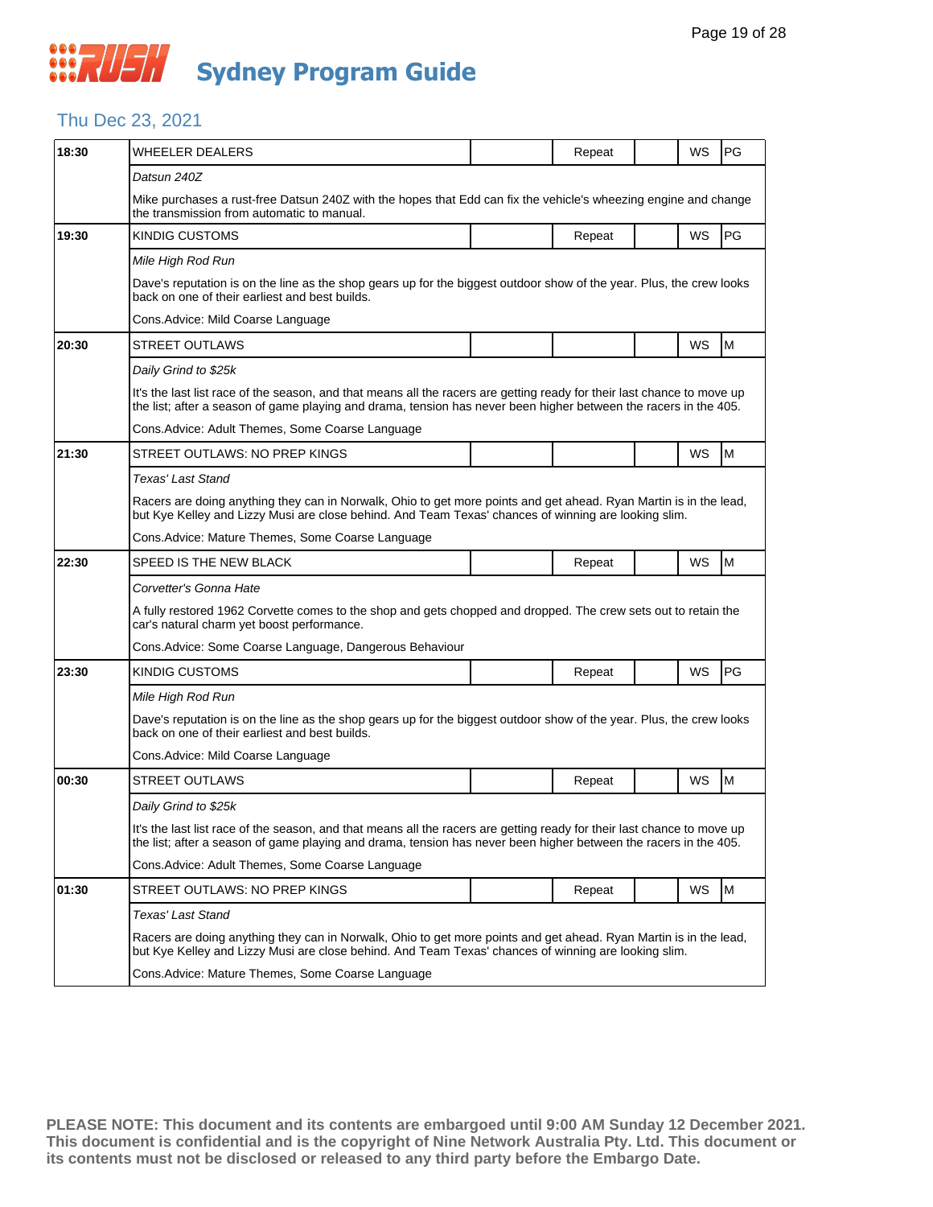# Sydney Program Guide

## Thu Dec 23, 2021

| Time | Program | | Repeat | | WS | Rating |
|---|---|---|---|---|---|---|
| 18:30 | WHEELER DEALERS | | Repeat | | WS | PG |
| | *Datsun 240Z* | | | | | |
| | Mike purchases a rust-free Datsun 240Z with the hopes that Edd can fix the vehicle's wheezing engine and change the transmission from automatic to manual. | | | | | |
| 19:30 | KINDIG CUSTOMS | | Repeat | | WS | PG |
| | *Mile High Rod Run* | | | | | |
| | Dave's reputation is on the line as the shop gears up for the biggest outdoor show of the year. Plus, the crew looks back on one of their earliest and best builds. | | | | | |
| | Cons.Advice: Mild Coarse Language | | | | | |
| 20:30 | STREET OUTLAWS | | | | WS | M |
| | *Daily Grind to $25k* | | | | | |
| | It's the last list race of the season, and that means all the racers are getting ready for their last chance to move up the list; after a season of game playing and drama, tension has never been higher between the racers in the 405. | | | | | |
| | Cons.Advice: Adult Themes, Some Coarse Language | | | | | |
| 21:30 | STREET OUTLAWS: NO PREP KINGS | | | | WS | M |
| | *Texas' Last Stand* | | | | | |
| | Racers are doing anything they can in Norwalk, Ohio to get more points and get ahead. Ryan Martin is in the lead, but Kye Kelley and Lizzy Musi are close behind. And Team Texas' chances of winning are looking slim. | | | | | |
| | Cons.Advice: Mature Themes, Some Coarse Language | | | | | |
| 22:30 | SPEED IS THE NEW BLACK | | Repeat | | WS | M |
| | *Corvetter's Gonna Hate* | | | | | |
| | A fully restored 1962 Corvette comes to the shop and gets chopped and dropped. The crew sets out to retain the car's natural charm yet boost performance. | | | | | |
| | Cons.Advice: Some Coarse Language, Dangerous Behaviour | | | | | |
| 23:30 | KINDIG CUSTOMS | | Repeat | | WS | PG |
| | *Mile High Rod Run* | | | | | |
| | Dave's reputation is on the line as the shop gears up for the biggest outdoor show of the year. Plus, the crew looks back on one of their earliest and best builds. | | | | | |
| | Cons.Advice: Mild Coarse Language | | | | | |
| 00:30 | STREET OUTLAWS | | Repeat | | WS | M |
| | *Daily Grind to $25k* | | | | | |
| | It's the last list race of the season, and that means all the racers are getting ready for their last chance to move up the list; after a season of game playing and drama, tension has never been higher between the racers in the 405. | | | | | |
| | Cons.Advice: Adult Themes, Some Coarse Language | | | | | |
| 01:30 | STREET OUTLAWS: NO PREP KINGS | | Repeat | | WS | M |
| | *Texas' Last Stand* | | | | | |
| | Racers are doing anything they can in Norwalk, Ohio to get more points and get ahead. Ryan Martin is in the lead, but Kye Kelley and Lizzy Musi are close behind. And Team Texas' chances of winning are looking slim. | | | | | |
| | Cons.Advice: Mature Themes, Some Coarse Language | | | | | |

**PLEASE NOTE: This document and its contents are embargoed until 9:00 AM Sunday 12 December 2021. This document is confidential and is the copyright of Nine Network Australia Pty. Ltd. This document or its contents must not be disclosed or released to any third party before the Embargo Date.**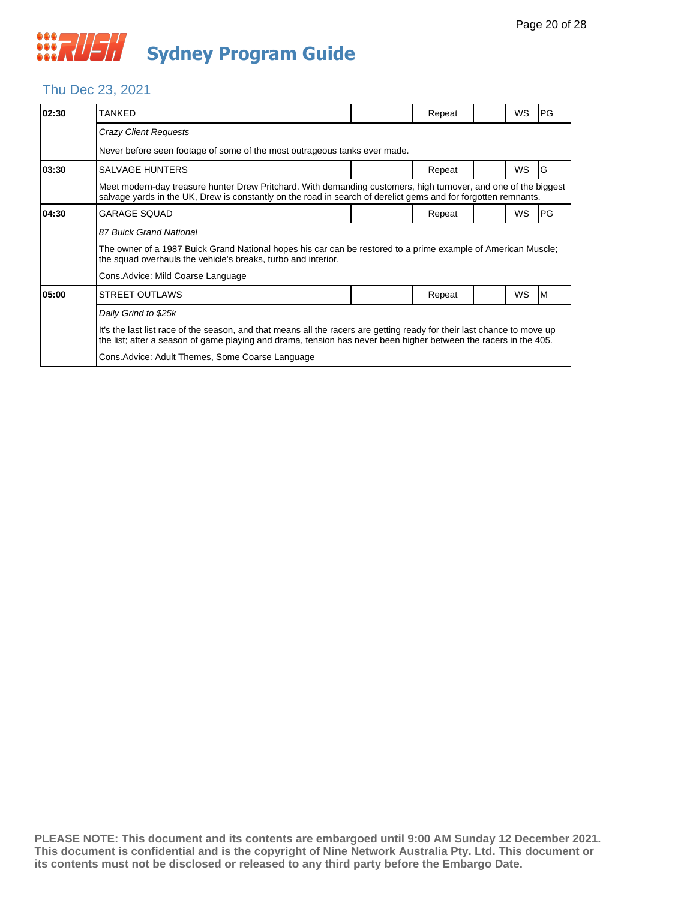# Sydney Program Guide

## Thu Dec 23, 2021

| Time | Program | | Repeat | | WS | Rating |
|---|---|---|---|---|---|---|
| 02:30 | TANKED | | Repeat | | WS | PG |
| | *Crazy Client Requests* | | | | | |
| | Never before seen footage of some of the most outrageous tanks ever made. | | | | | |
| 03:30 | SALVAGE HUNTERS | | Repeat | | WS | G |
| | Meet modern-day treasure hunter Drew Pritchard. With demanding customers, high turnover, and one of the biggest salvage yards in the UK, Drew is constantly on the road in search of derelict gems and for forgotten remnants. | | | | | |
| 04:30 | GARAGE SQUAD | | Repeat | | WS | PG |
| | *87 Buick Grand National* | | | | | |
| | The owner of a 1987 Buick Grand National hopes his car can be restored to a prime example of American Muscle; the squad overhauls the vehicle's breaks, turbo and interior. | | | | | |
| | Cons.Advice: Mild Coarse Language | | | | | |
| 05:00 | STREET OUTLAWS | | Repeat | | WS | M |
| | *Daily Grind to $25k* | | | | | |
| | It's the last list race of the season, and that means all the racers are getting ready for their last chance to move up the list; after a season of game playing and drama, tension has never been higher between the racers in the 405. | | | | | |
| | Cons.Advice: Adult Themes, Some Coarse Language | | | | | |

**PLEASE NOTE: This document and its contents are embargoed until 9:00 AM Sunday 12 December 2021. This document is confidential and is the copyright of Nine Network Australia Pty. Ltd. This document or its contents must not be disclosed or released to any third party before the Embargo Date.**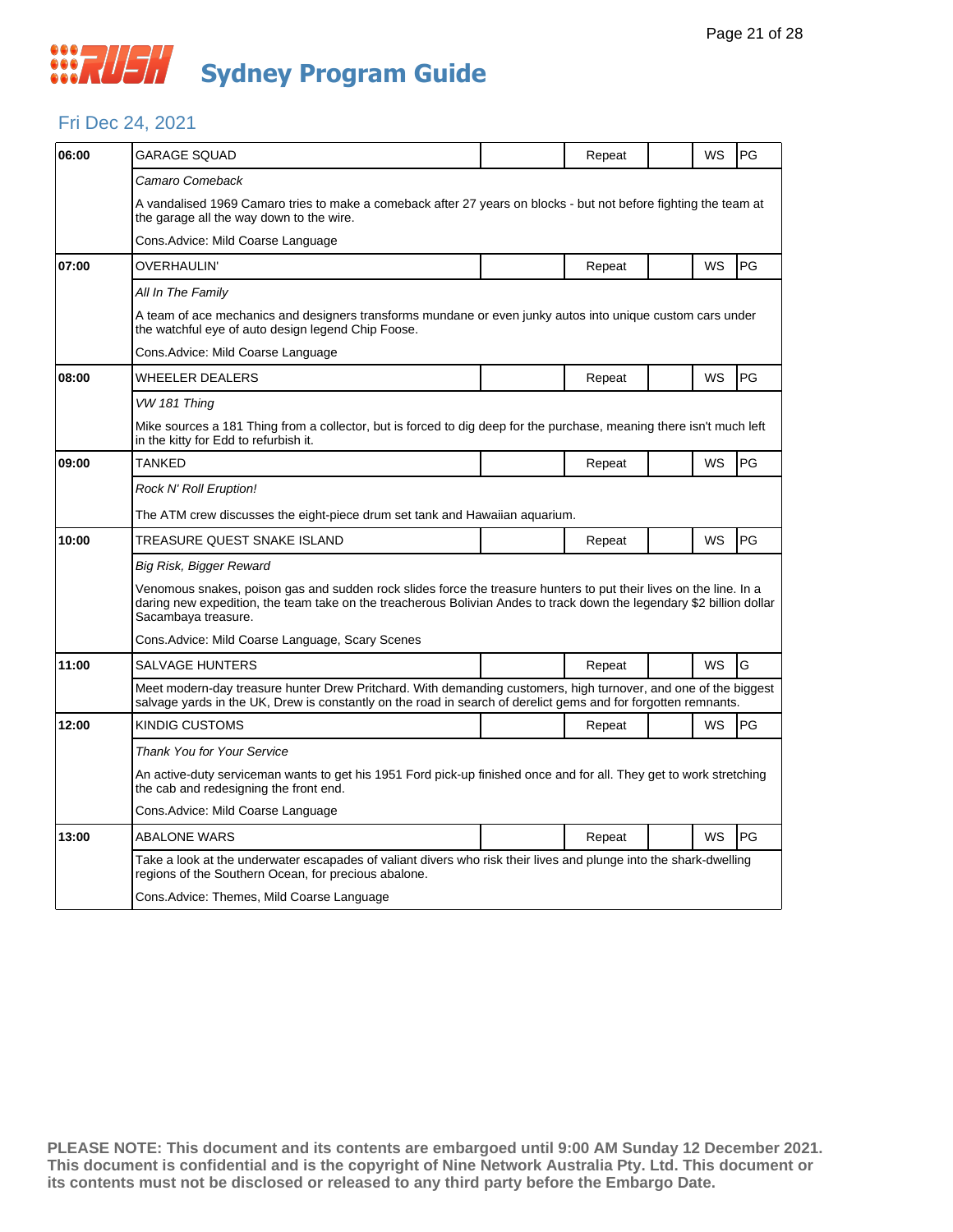# Sydney Program Guide

## Fri Dec 24, 2021

| Time | Program | | Status | | Format | Rating |
|---|---|---|---|---|---|---|
| 06:00 | GARAGE SQUAD | | Repeat | | WS | PG |
| | *Camaro Comeback*<br>A vandalised 1969 Camaro tries to make a comeback after 27 years on blocks - but not before fighting the team at the garage all the way down to the wire.<br>Cons.Advice: Mild Coarse Language | | | | | |
| 07:00 | OVERHAULIN' | | Repeat | | WS | PG |
| | *All In The Family*<br>A team of ace mechanics and designers transforms mundane or even junky autos into unique custom cars under the watchful eye of auto design legend Chip Foose.<br>Cons.Advice: Mild Coarse Language | | | | | |
| 08:00 | WHEELER DEALERS | | Repeat | | WS | PG |
| | *VW 181 Thing*<br>Mike sources a 181 Thing from a collector, but is forced to dig deep for the purchase, meaning there isn't much left in the kitty for Edd to refurbish it. | | | | | |
| 09:00 | TANKED | | Repeat | | WS | PG |
| | *Rock N' Roll Eruption!*<br>The ATM crew discusses the eight-piece drum set tank and Hawaiian aquarium. | | | | | |
| 10:00 | TREASURE QUEST SNAKE ISLAND | | Repeat | | WS | PG |
| | *Big Risk, Bigger Reward*<br>Venomous snakes, poison gas and sudden rock slides force the treasure hunters to put their lives on the line. In a daring new expedition, the team take on the treacherous Bolivian Andes to track down the legendary $2 billion dollar Sacambaya treasure.<br>Cons.Advice: Mild Coarse Language, Scary Scenes | | | | | |
| 11:00 | SALVAGE HUNTERS | | Repeat | | WS | G |
| | Meet modern-day treasure hunter Drew Pritchard. With demanding customers, high turnover, and one of the biggest salvage yards in the UK, Drew is constantly on the road in search of derelict gems and for forgotten remnants. | | | | | |
| 12:00 | KINDIG CUSTOMS | | Repeat | | WS | PG |
| | *Thank You for Your Service*<br>An active-duty serviceman wants to get his 1951 Ford pick-up finished once and for all. They get to work stretching the cab and redesigning the front end.<br>Cons.Advice: Mild Coarse Language | | | | | |
| 13:00 | ABALONE WARS | | Repeat | | WS | PG |
| | Take a look at the underwater escapades of valiant divers who risk their lives and plunge into the shark-dwelling regions of the Southern Ocean, for precious abalone.<br>Cons.Advice: Themes, Mild Coarse Language | | | | | |

**PLEASE NOTE: This document and its contents are embargoed until 9:00 AM Sunday 12 December 2021. This document is confidential and is the copyright of Nine Network Australia Pty. Ltd. This document or its contents must not be disclosed or released to any third party before the Embargo Date.**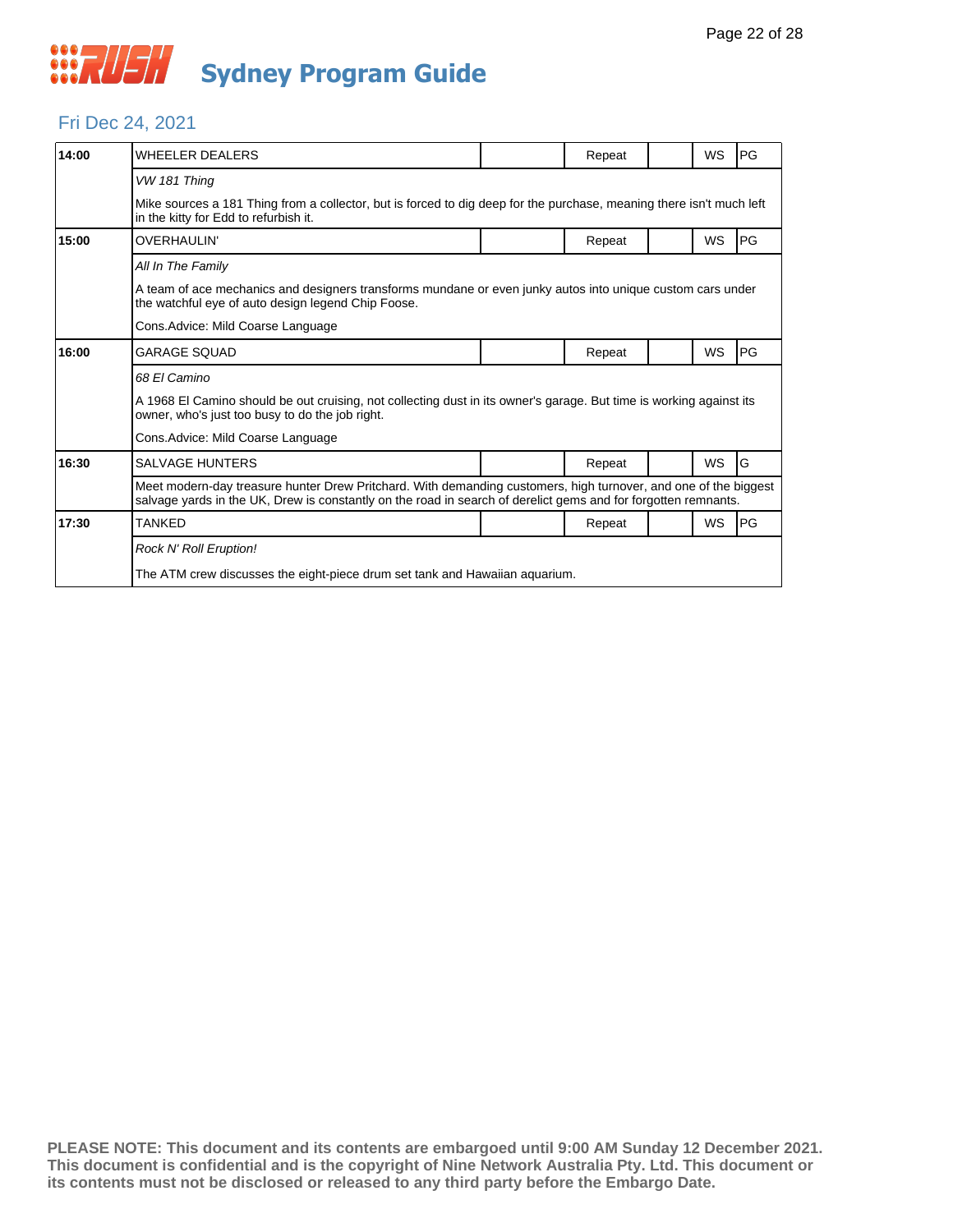# Sydney Program Guide

## Fri Dec 24, 2021

| Time | Program | | Repeat | | WS | Rating |
|---|---|---|---|---|---|---|
| **14:00** | WHEELER DEALERS | | Repeat | | WS | PG |
| | *VW 181 Thing* | | | | | |
| | Mike sources a 181 Thing from a collector, but is forced to dig deep for the purchase, meaning there isn't much left in the kitty for Edd to refurbish it. | | | | | |
| **15:00** | OVERHAULIN' | | Repeat | | WS | PG |
| | *All In The Family* | | | | | |
| | A team of ace mechanics and designers transforms mundane or even junky autos into unique custom cars under the watchful eye of auto design legend Chip Foose. | | | | | |
| | Cons.Advice: Mild Coarse Language | | | | | |
| **16:00** | GARAGE SQUAD | | Repeat | | WS | PG |
| | *68 El Camino* | | | | | |
| | A 1968 El Camino should be out cruising, not collecting dust in its owner's garage. But time is working against its owner, who's just too busy to do the job right. | | | | | |
| | Cons.Advice: Mild Coarse Language | | | | | |
| **16:30** | SALVAGE HUNTERS | | Repeat | | WS | G |
| | Meet modern-day treasure hunter Drew Pritchard. With demanding customers, high turnover, and one of the biggest salvage yards in the UK, Drew is constantly on the road in search of derelict gems and for forgotten remnants. | | | | | |
| **17:30** | TANKED | | Repeat | | WS | PG |
| | *Rock N' Roll Eruption!* | | | | | |
| | The ATM crew discusses the eight-piece drum set tank and Hawaiian aquarium. | | | | | |

**PLEASE NOTE: This document and its contents are embargoed until 9:00 AM Sunday 12 December 2021. This document is confidential and is the copyright of Nine Network Australia Pty. Ltd. This document or its contents must not be disclosed or released to any third party before the Embargo Date.**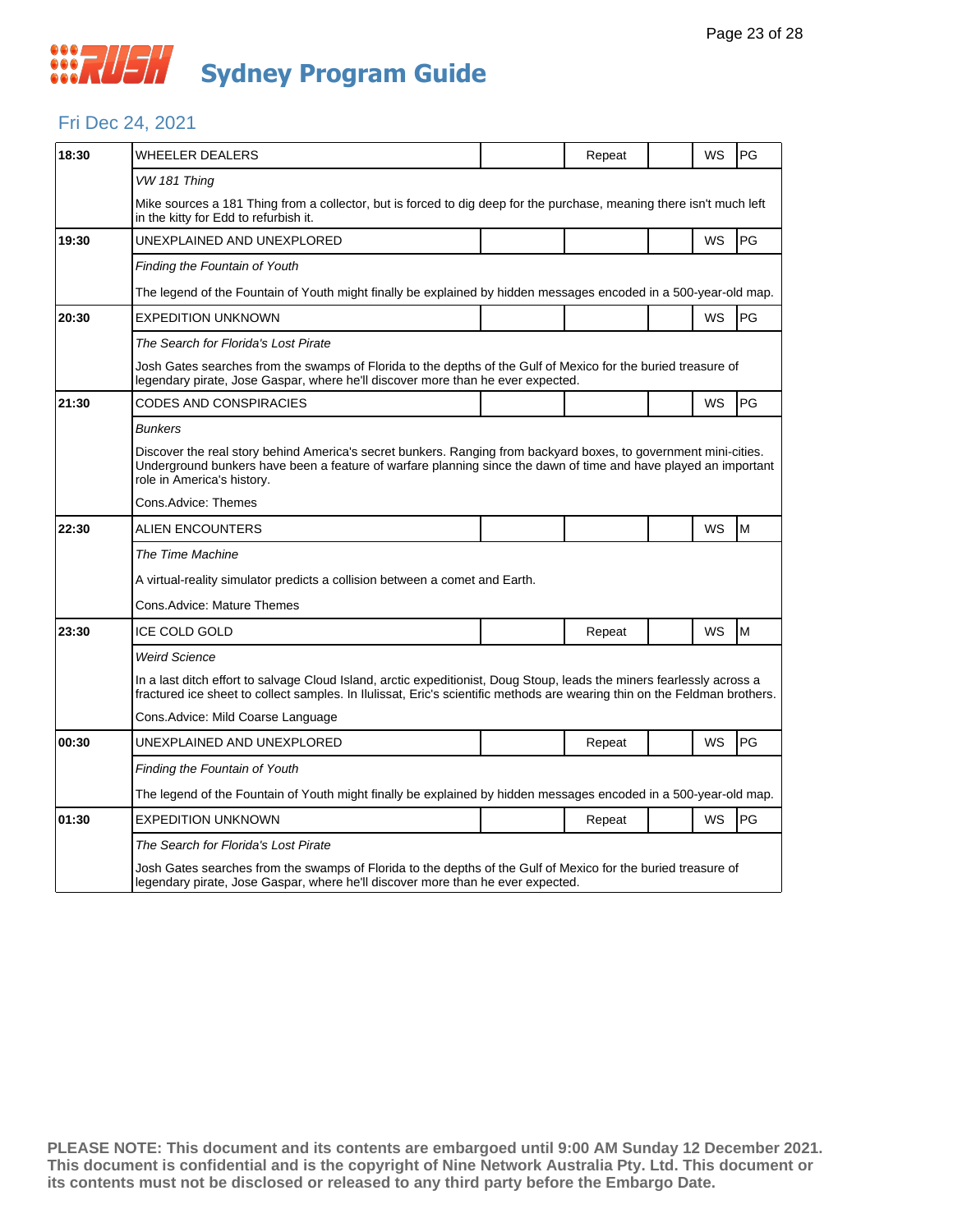# Sydney Program Guide

## Fri Dec 24, 2021

| Time | Program | | Repeat | | WS | Rating |
|---|---|---|---|---|---|---|
| 18:30 | WHEELER DEALERS | | Repeat | | WS | PG |
| | *VW 181 Thing* | | | | | |
| | Mike sources a 181 Thing from a collector, but is forced to dig deep for the purchase, meaning there isn't much left in the kitty for Edd to refurbish it. | | | | | |
| 19:30 | UNEXPLAINED AND UNEXPLORED | | | | WS | PG |
| | *Finding the Fountain of Youth* | | | | | |
| | The legend of the Fountain of Youth might finally be explained by hidden messages encoded in a 500-year-old map. | | | | | |
| 20:30 | EXPEDITION UNKNOWN | | | | WS | PG |
| | *The Search for Florida's Lost Pirate* | | | | | |
| | Josh Gates searches from the swamps of Florida to the depths of the Gulf of Mexico for the buried treasure of legendary pirate, Jose Gaspar, where he'll discover more than he ever expected. | | | | | |
| 21:30 | CODES AND CONSPIRACIES | | | | WS | PG |
| | *Bunkers* | | | | | |
| | Discover the real story behind America's secret bunkers. Ranging from backyard boxes, to government mini-cities. Underground bunkers have been a feature of warfare planning since the dawn of time and have played an important role in America's history. | | | | | |
| | Cons.Advice: Themes | | | | | |
| 22:30 | ALIEN ENCOUNTERS | | | | WS | M |
| | *The Time Machine* | | | | | |
| | A virtual-reality simulator predicts a collision between a comet and Earth. | | | | | |
| | Cons.Advice: Mature Themes | | | | | |
| 23:30 | ICE COLD GOLD | | Repeat | | WS | M |
| | *Weird Science* | | | | | |
| | In a last ditch effort to salvage Cloud Island, arctic expeditionist, Doug Stoup, leads the miners fearlessly across a fractured ice sheet to collect samples. In Ilulissat, Eric's scientific methods are wearing thin on the Feldman brothers. | | | | | |
| | Cons.Advice: Mild Coarse Language | | | | | |
| 00:30 | UNEXPLAINED AND UNEXPLORED | | Repeat | | WS | PG |
| | *Finding the Fountain of Youth* | | | | | |
| | The legend of the Fountain of Youth might finally be explained by hidden messages encoded in a 500-year-old map. | | | | | |
| 01:30 | EXPEDITION UNKNOWN | | Repeat | | WS | PG |
| | *The Search for Florida's Lost Pirate* | | | | | |
| | Josh Gates searches from the swamps of Florida to the depths of the Gulf of Mexico for the buried treasure of legendary pirate, Jose Gaspar, where he'll discover more than he ever expected. | | | | | |

**PLEASE NOTE: This document and its contents are embargoed until 9:00 AM Sunday 12 December 2021. This document is confidential and is the copyright of Nine Network Australia Pty. Ltd. This document or its contents must not be disclosed or released to any third party before the Embargo Date.**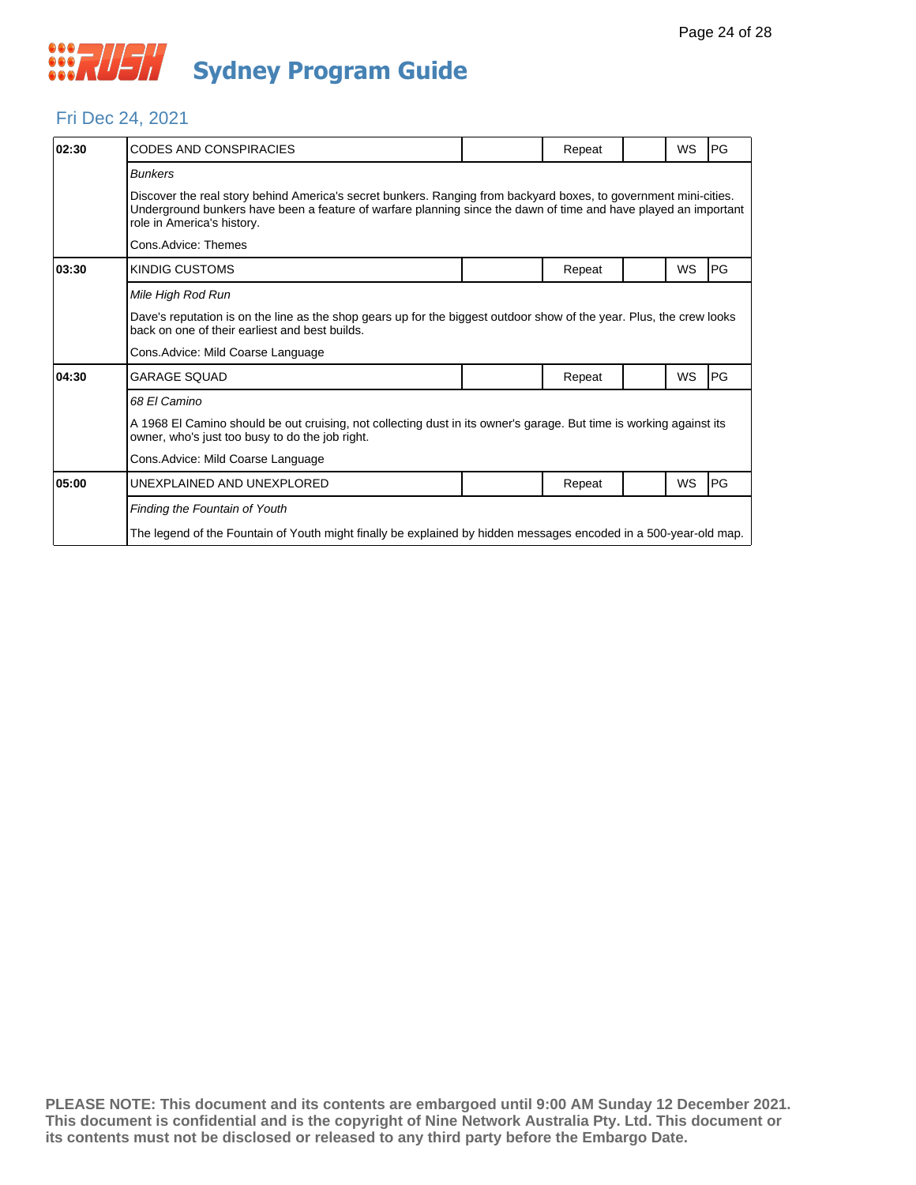# Sydney Program Guide

## Fri Dec 24, 2021

| Time | Program | | Status | | Format | Rating |
|---|---|---|---|---|---|---|
| 02:30 | CODES AND CONSPIRACIES | | Repeat | | WS | PG |
| | *Bunkers* | | | | | |
| | Discover the real story behind America's secret bunkers. Ranging from backyard boxes, to government mini-cities. Underground bunkers have been a feature of warfare planning since the dawn of time and have played an important role in America's history. | | | | | |
| | Cons.Advice: Themes | | | | | |
| 03:30 | KINDIG CUSTOMS | | Repeat | | WS | PG |
| | *Mile High Rod Run* | | | | | |
| | Dave's reputation is on the line as the shop gears up for the biggest outdoor show of the year. Plus, the crew looks back on one of their earliest and best builds. | | | | | |
| | Cons.Advice: Mild Coarse Language | | | | | |
| 04:30 | GARAGE SQUAD | | Repeat | | WS | PG |
| | *68 El Camino* | | | | | |
| | A 1968 El Camino should be out cruising, not collecting dust in its owner's garage. But time is working against its owner, who's just too busy to do the job right. | | | | | |
| | Cons.Advice: Mild Coarse Language | | | | | |
| 05:00 | UNEXPLAINED AND UNEXPLORED | | Repeat | | WS | PG |
| | *Finding the Fountain of Youth* | | | | | |
| | The legend of the Fountain of Youth might finally be explained by hidden messages encoded in a 500-year-old map. | | | | | |

**PLEASE NOTE: This document and its contents are embargoed until 9:00 AM Sunday 12 December 2021. This document is confidential and is the copyright of Nine Network Australia Pty. Ltd. This document or its contents must not be disclosed or released to any third party before the Embargo Date.**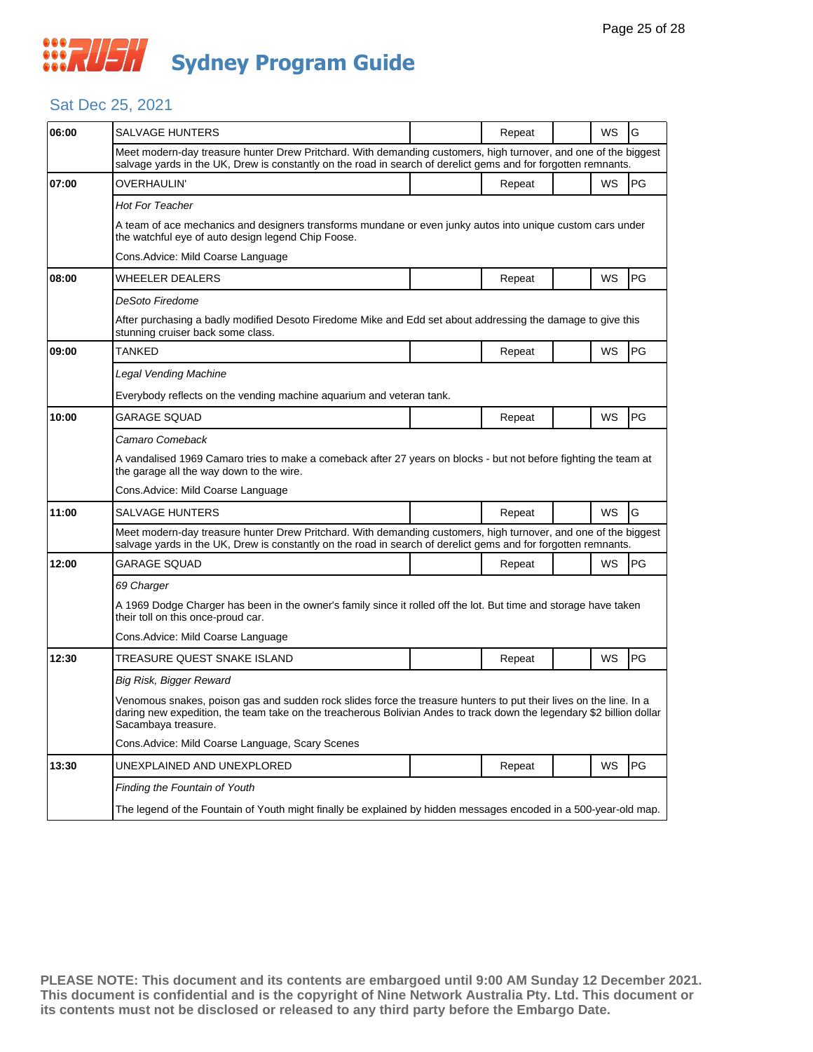# RUSH Sydney Program Guide

## Sat Dec 25, 2021

| Time | Program | | Status | | Format | Rating |
|---|---|---|---|---|---|---|
| 06:00 | SALVAGE HUNTERS | | Repeat | | WS | G |
| | Meet modern-day treasure hunter Drew Pritchard. With demanding customers, high turnover, and one of the biggest salvage yards in the UK, Drew is constantly on the road in search of derelict gems and for forgotten remnants. | | | | | |
| 07:00 | OVERHAULIN' | | Repeat | | WS | PG |
| | *Hot For Teacher* | | | | | |
| | A team of ace mechanics and designers transforms mundane or even junky autos into unique custom cars under the watchful eye of auto design legend Chip Foose. | | | | | |
| | Cons.Advice: Mild Coarse Language | | | | | |
| 08:00 | WHEELER DEALERS | | Repeat | | WS | PG |
| | *DeSoto Firedome* | | | | | |
| | After purchasing a badly modified Desoto Firedome Mike and Edd set about addressing the damage to give this stunning cruiser back some class. | | | | | |
| 09:00 | TANKED | | Repeat | | WS | PG |
| | *Legal Vending Machine* | | | | | |
| | Everybody reflects on the vending machine aquarium and veteran tank. | | | | | |
| 10:00 | GARAGE SQUAD | | Repeat | | WS | PG |
| | *Camaro Comeback* | | | | | |
| | A vandalised 1969 Camaro tries to make a comeback after 27 years on blocks - but not before fighting the team at the garage all the way down to the wire. | | | | | |
| | Cons.Advice: Mild Coarse Language | | | | | |
| 11:00 | SALVAGE HUNTERS | | Repeat | | WS | G |
| | Meet modern-day treasure hunter Drew Pritchard. With demanding customers, high turnover, and one of the biggest salvage yards in the UK, Drew is constantly on the road in search of derelict gems and for forgotten remnants. | | | | | |
| 12:00 | GARAGE SQUAD | | Repeat | | WS | PG |
| | *69 Charger* | | | | | |
| | A 1969 Dodge Charger has been in the owner's family since it rolled off the lot. But time and storage have taken their toll on this once-proud car. | | | | | |
| | Cons.Advice: Mild Coarse Language | | | | | |
| 12:30 | TREASURE QUEST SNAKE ISLAND | | Repeat | | WS | PG |
| | *Big Risk, Bigger Reward* | | | | | |
| | Venomous snakes, poison gas and sudden rock slides force the treasure hunters to put their lives on the line. In a daring new expedition, the team take on the treacherous Bolivian Andes to track down the legendary $2 billion dollar Sacambaya treasure. | | | | | |
| | Cons.Advice: Mild Coarse Language, Scary Scenes | | | | | |
| 13:30 | UNEXPLAINED AND UNEXPLORED | | Repeat | | WS | PG |
| | *Finding the Fountain of Youth* | | | | | |
| | The legend of the Fountain of Youth might finally be explained by hidden messages encoded in a 500-year-old map. | | | | | |

**PLEASE NOTE: This document and its contents are embargoed until 9:00 AM Sunday 12 December 2021. This document is confidential and is the copyright of Nine Network Australia Pty. Ltd. This document or its contents must not be disclosed or released to any third party before the Embargo Date.**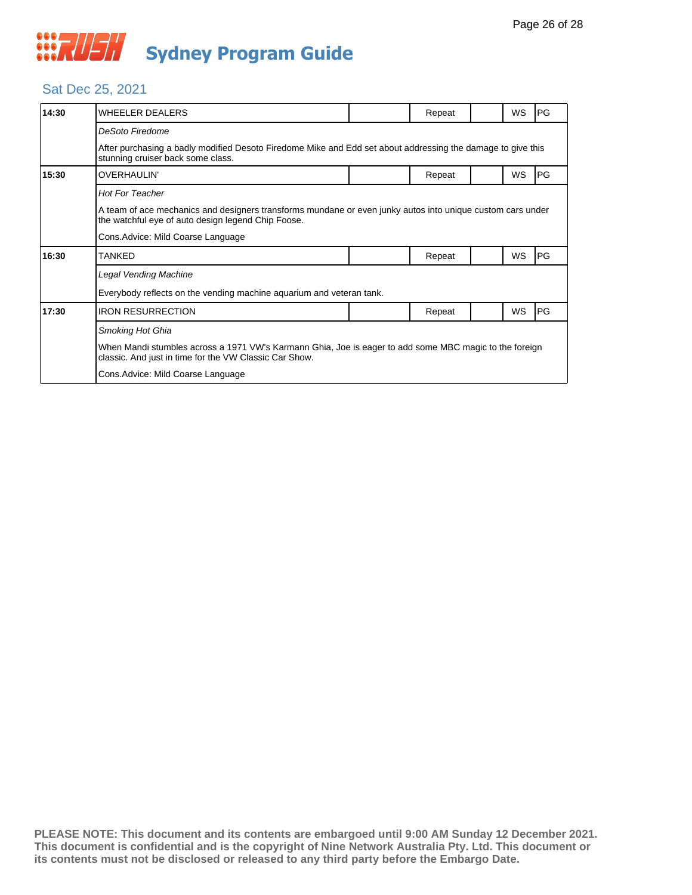# Sydney Program Guide

## Sat Dec 25, 2021

| 14:30 | WHEELER DEALERS | | Repeat | | WS | PG |
|---|---|---|---|---|---|---|
| | *DeSoto Firedome* | | | | | |
| | After purchasing a badly modified Desoto Firedome Mike and Edd set about addressing the damage to give this stunning cruiser back some class. | | | | | |
| **15:30** | OVERHAULIN' | | Repeat | | WS | PG |
| | *Hot For Teacher* | | | | | |
| | A team of ace mechanics and designers transforms mundane or even junky autos into unique custom cars under the watchful eye of auto design legend Chip Foose. | | | | | |
| | Cons.Advice: Mild Coarse Language | | | | | |
| **16:30** | TANKED | | Repeat | | WS | PG |
| | *Legal Vending Machine* | | | | | |
| | Everybody reflects on the vending machine aquarium and veteran tank. | | | | | |
| **17:30** | IRON RESURRECTION | | Repeat | | WS | PG |
| | *Smoking Hot Ghia* | | | | | |
| | When Mandi stumbles across a 1971 VW's Karmann Ghia, Joe is eager to add some MBC magic to the foreign classic. And just in time for the VW Classic Car Show. | | | | | |
| | Cons.Advice: Mild Coarse Language | | | | | |

**PLEASE NOTE: This document and its contents are embargoed until 9:00 AM Sunday 12 December 2021. This document is confidential and is the copyright of Nine Network Australia Pty. Ltd. This document or its contents must not be disclosed or released to any third party before the Embargo Date.**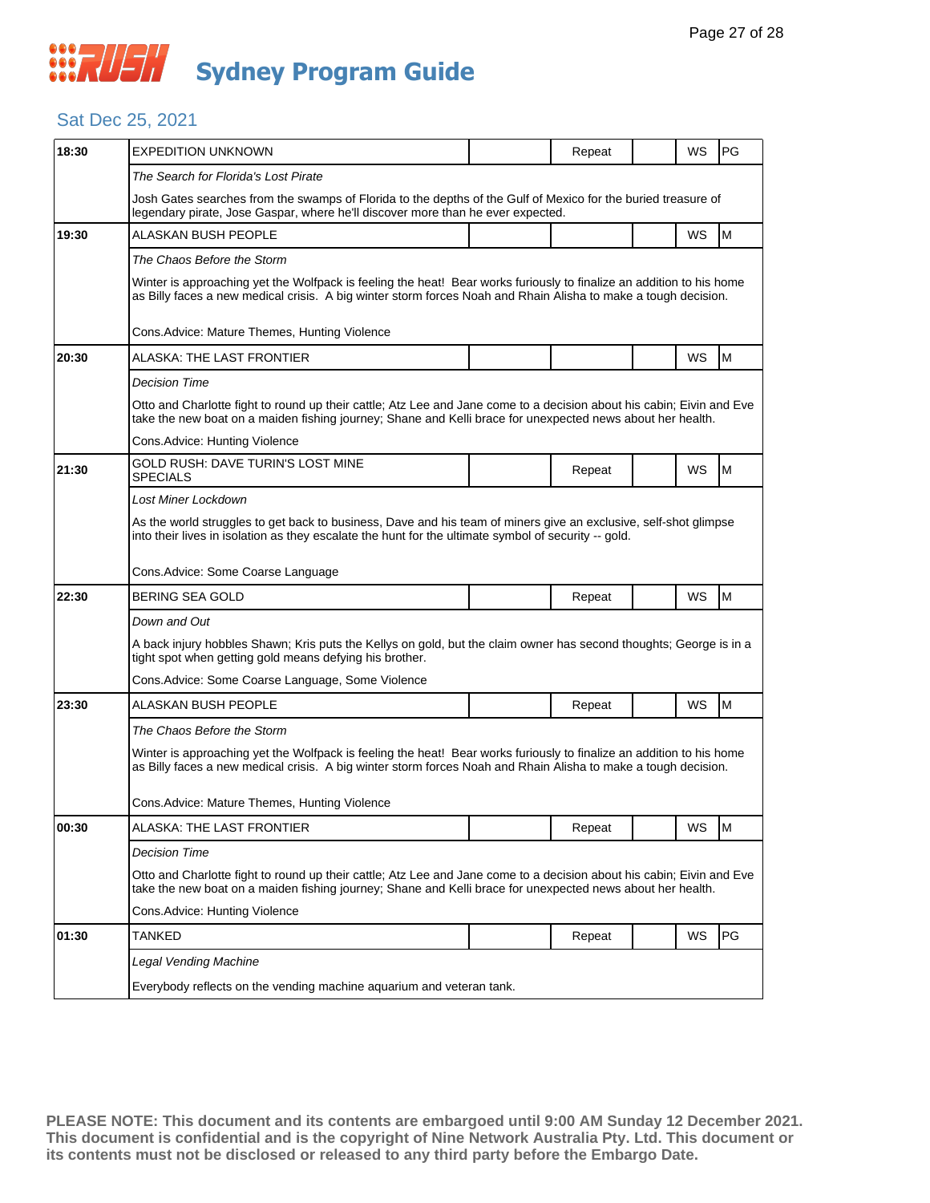# Sydney Program Guide

## Sat Dec 25, 2021

| Time | Program | | | | | |
|---|---|---|---|---|---|---|
| 18:30 | EXPEDITION UNKNOWN | | Repeat | | WS | PG |
| | *The Search for Florida's Lost Pirate* | | | | | |
| | Josh Gates searches from the swamps of Florida to the depths of the Gulf of Mexico for the buried treasure of legendary pirate, Jose Gaspar, where he'll discover more than he ever expected. | | | | | |
| 19:30 | ALASKAN BUSH PEOPLE | | | | WS | M |
| | *The Chaos Before the Storm* | | | | | |
| | Winter is approaching yet the Wolfpack is feeling the heat! Bear works furiously to finalize an addition to his home as Billy faces a new medical crisis. A big winter storm forces Noah and Rhain Alisha to make a tough decision. | | | | | |
| | Cons.Advice: Mature Themes, Hunting Violence | | | | | |
| 20:30 | ALASKA: THE LAST FRONTIER | | | | WS | M |
| | *Decision Time* | | | | | |
| | Otto and Charlotte fight to round up their cattle; Atz Lee and Jane come to a decision about his cabin; Eivin and Eve take the new boat on a maiden fishing journey; Shane and Kelli brace for unexpected news about her health. | | | | | |
| | Cons.Advice: Hunting Violence | | | | | |
| 21:30 | GOLD RUSH: DAVE TURIN'S LOST MINE SPECIALS | | Repeat | | WS | M |
| | *Lost Miner Lockdown* | | | | | |
| | As the world struggles to get back to business, Dave and his team of miners give an exclusive, self-shot glimpse into their lives in isolation as they escalate the hunt for the ultimate symbol of security -- gold. | | | | | |
| | Cons.Advice: Some Coarse Language | | | | | |
| 22:30 | BERING SEA GOLD | | Repeat | | WS | M |
| | *Down and Out* | | | | | |
| | A back injury hobbles Shawn; Kris puts the Kellys on gold, but the claim owner has second thoughts; George is in a tight spot when getting gold means defying his brother. | | | | | |
| | Cons.Advice: Some Coarse Language, Some Violence | | | | | |
| 23:30 | ALASKAN BUSH PEOPLE | | Repeat | | WS | M |
| | *The Chaos Before the Storm* | | | | | |
| | Winter is approaching yet the Wolfpack is feeling the heat! Bear works furiously to finalize an addition to his home as Billy faces a new medical crisis. A big winter storm forces Noah and Rhain Alisha to make a tough decision. | | | | | |
| | Cons.Advice: Mature Themes, Hunting Violence | | | | | |
| 00:30 | ALASKA: THE LAST FRONTIER | | Repeat | | WS | M |
| | *Decision Time* | | | | | |
| | Otto and Charlotte fight to round up their cattle; Atz Lee and Jane come to a decision about his cabin; Eivin and Eve take the new boat on a maiden fishing journey; Shane and Kelli brace for unexpected news about her health. | | | | | |
| | Cons.Advice: Hunting Violence | | | | | |
| 01:30 | TANKED | | Repeat | | WS | PG |
| | *Legal Vending Machine* | | | | | |
| | Everybody reflects on the vending machine aquarium and veteran tank. | | | | | |

**PLEASE NOTE: This document and its contents are embargoed until 9:00 AM Sunday 12 December 2021. This document is confidential and is the copyright of Nine Network Australia Pty. Ltd. This document or its contents must not be disclosed or released to any third party before the Embargo Date.**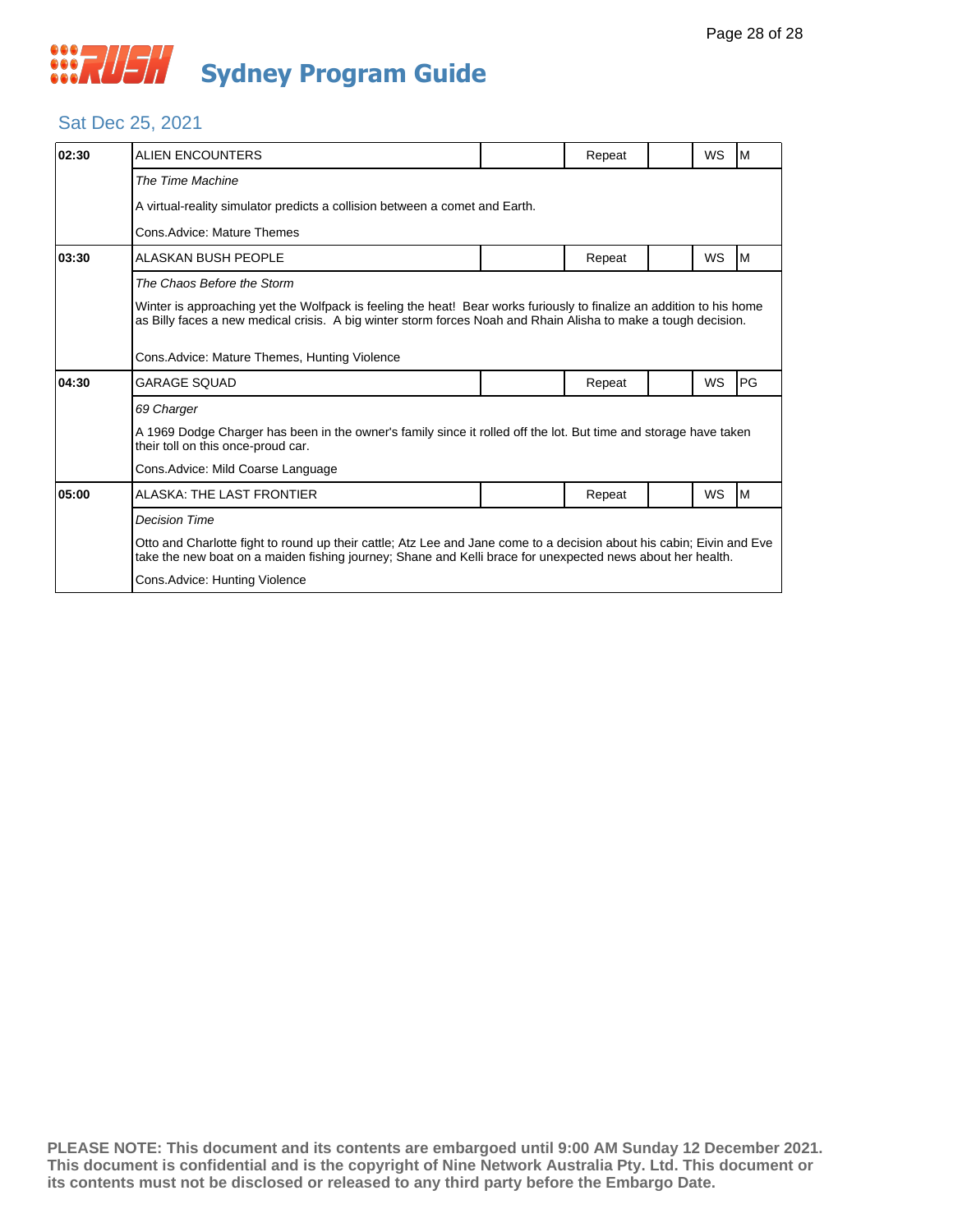# Sydney Program Guide

## Sat Dec 25, 2021

| | | | | | | |
|---|---|---|---|---|---|---|
| **02:30** | ALIEN ENCOUNTERS | | Repeat | | WS | M |
| | *The Time Machine* | | | | | |
| | A virtual-reality simulator predicts a collision between a comet and Earth. | | | | | |
| | Cons.Advice: Mature Themes | | | | | |
| **03:30** | ALASKAN BUSH PEOPLE | | Repeat | | WS | M |
| | *The Chaos Before the Storm* | | | | | |
| | Winter is approaching yet the Wolfpack is feeling the heat! Bear works furiously to finalize an addition to his home as Billy faces a new medical crisis. A big winter storm forces Noah and Rhain Alisha to make a tough decision. | | | | | |
| | Cons.Advice: Mature Themes, Hunting Violence | | | | | |
| **04:30** | GARAGE SQUAD | | Repeat | | WS | PG |
| | *69 Charger* | | | | | |
| | A 1969 Dodge Charger has been in the owner's family since it rolled off the lot. But time and storage have taken their toll on this once-proud car. | | | | | |
| | Cons.Advice: Mild Coarse Language | | | | | |
| **05:00** | ALASKA: THE LAST FRONTIER | | Repeat | | WS | M |
| | *Decision Time* | | | | | |
| | Otto and Charlotte fight to round up their cattle; Atz Lee and Jane come to a decision about his cabin; Eivin and Eve take the new boat on a maiden fishing journey; Shane and Kelli brace for unexpected news about her health. | | | | | |
| | Cons.Advice: Hunting Violence | | | | | |

**PLEASE NOTE: This document and its contents are embargoed until 9:00 AM Sunday 12 December 2021. This document is confidential and is the copyright of Nine Network Australia Pty. Ltd. This document or its contents must not be disclosed or released to any third party before the Embargo Date.**